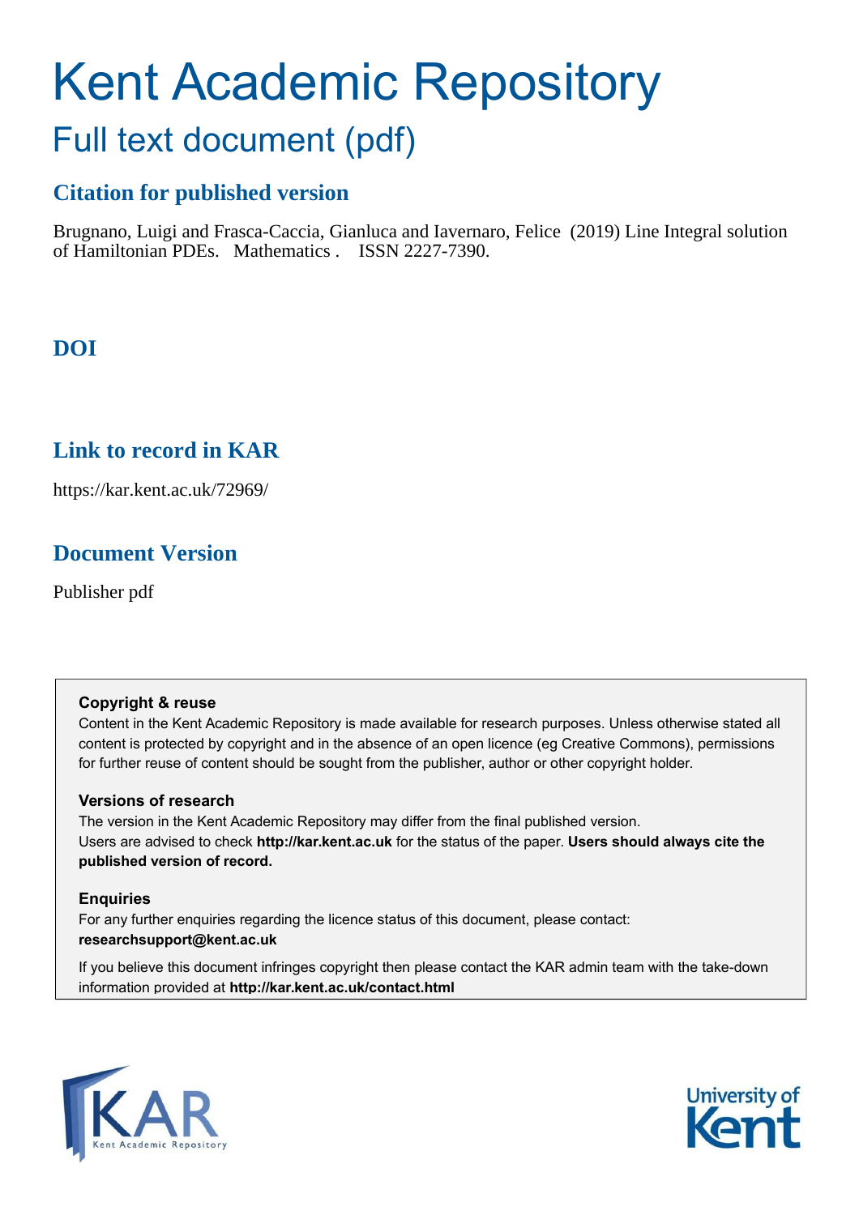# Kent Academic Repository

## Full text document (pdf)

### Citation for published version

Brugnano, Luigi and Frasca-Caccia, Gianluca and Iavernaro, Felice (2019) Line Integral solution of Hamiltonian PDEs. Mathematics . ISSN 2227-7390.

### DOI

### Link to record in KAR

https://kar.kent.ac.uk/72969/

### Document Version

Publisher pdf

**Copyright & reuse**

Content in the Kent Academic Repository is made available for research purposes. Unless otherwise stated all content is protected by copyright and in the absence of an open licence (eg Creative Commons), permissions for further reuse of content should be sought from the publisher, author or other copyright holder.

**Versions of research**

The version in the Kent Academic Repository may differ from the final published version. Users are advised to check **http://kar.kent.ac.uk** for the status of the paper. **Users should always cite the published version of record.**

**Enquiries**

For any further enquiries regarding the licence status of this document, please contact: **researchsupport@kent.ac.uk**

If you believe this document infringes copyright then please contact the KAR admin team with the take-down information provided at **http://kar.kent.ac.uk/contact.html**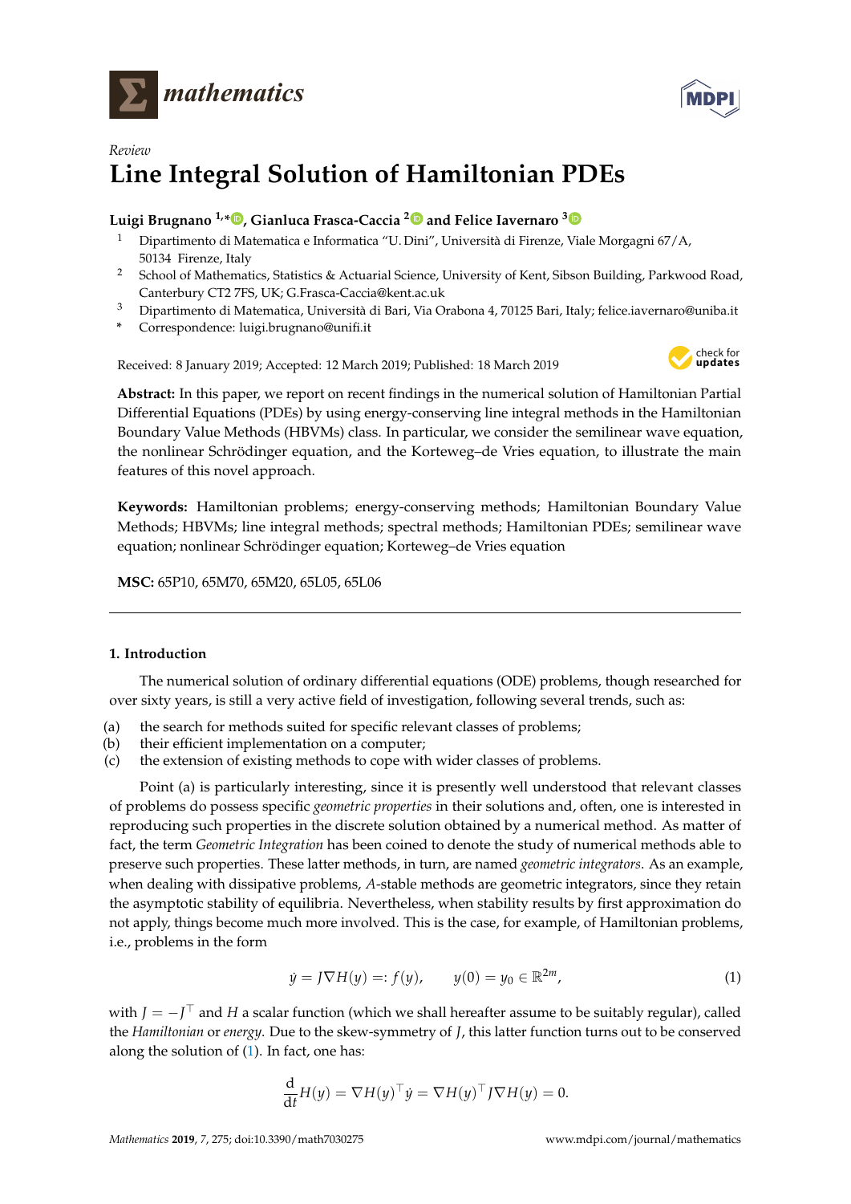Review

# Line Integral Solution of Hamiltonian PDEs

**Luigi Brugnano** [1,*], **Gianluca Frasca-Caccia** [2] and **Felice Iavernaro** [3]

[1] Dipartimento di Matematica e Informatica "U. Dini", Università di Firenze, Viale Morgagni 67/A, 50134 Firenze, Italy

[2] School of Mathematics, Statistics & Actuarial Science, University of Kent, Sibson Building, Parkwood Road, Canterbury CT2 7FS, UK; G.Frasca-Caccia@kent.ac.uk

[3] Dipartimento di Matematica, Università di Bari, Via Orabona 4, 70125 Bari, Italy; felice.iavernaro@uniba.it

\* Correspondence: luigi.brugnano@unifi.it

Received: 8 January 2019; Accepted: 12 March 2019; Published: 18 March 2019

**Abstract:** In this paper, we report on recent findings in the numerical solution of Hamiltonian Partial Differential Equations (PDEs) by using energy-conserving line integral methods in the Hamiltonian Boundary Value Methods (HBVMs) class. In particular, we consider the semilinear wave equation, the nonlinear Schrödinger equation, and the Korteweg–de Vries equation, to illustrate the main features of this novel approach.

**Keywords:** Hamiltonian problems; energy-conserving methods; Hamiltonian Boundary Value Methods; HBVMs; line integral methods; spectral methods; Hamiltonian PDEs; semilinear wave equation; nonlinear Schrödinger equation; Korteweg–de Vries equation

**MSC:** 65P10, 65M70, 65M20, 65L05, 65L06

## 1. Introduction

The numerical solution of ordinary differential equations (ODE) problems, though researched for over sixty years, is still a very active field of investigation, following several trends, such as:

(a) the search for methods suited for specific relevant classes of problems;
(b) their efficient implementation on a computer;
(c) the extension of existing methods to cope with wider classes of problems.

Point (a) is particularly interesting, since it is presently well understood that relevant classes of problems do possess specific *geometric properties* in their solutions and, often, one is interested in reproducing such properties in the discrete solution obtained by a numerical method. As matter of fact, the term *Geometric Integration* has been coined to denote the study of numerical methods able to preserve such properties. These latter methods, in turn, are named *geometric integrators*. As an example, when dealing with dissipative problems, $A$-stable methods are geometric integrators, since they retain the asymptotic stability of equilibria. Nevertheless, when stability results by first approximation do not apply, things become much more involved. This is the case, for example, of Hamiltonian problems, i.e., problems in the form

$$\dot{y} = J\nabla H(y) =: f(y), \qquad y(0) = y_0 \in \mathbb{R}^{2m}, \tag{1}$$

with $J = -J^\top$ and $H$ a scalar function (which we shall hereafter assume to be suitably regular), called the *Hamiltonian* or *energy*. Due to the skew-symmetry of $J$, this latter function turns out to be conserved along the solution of (1). In fact, one has:

$$\frac{\mathrm{d}}{\mathrm{d}t}H(y) = \nabla H(y)^\top \dot{y} = \nabla H(y)^\top J\nabla H(y) = 0.$$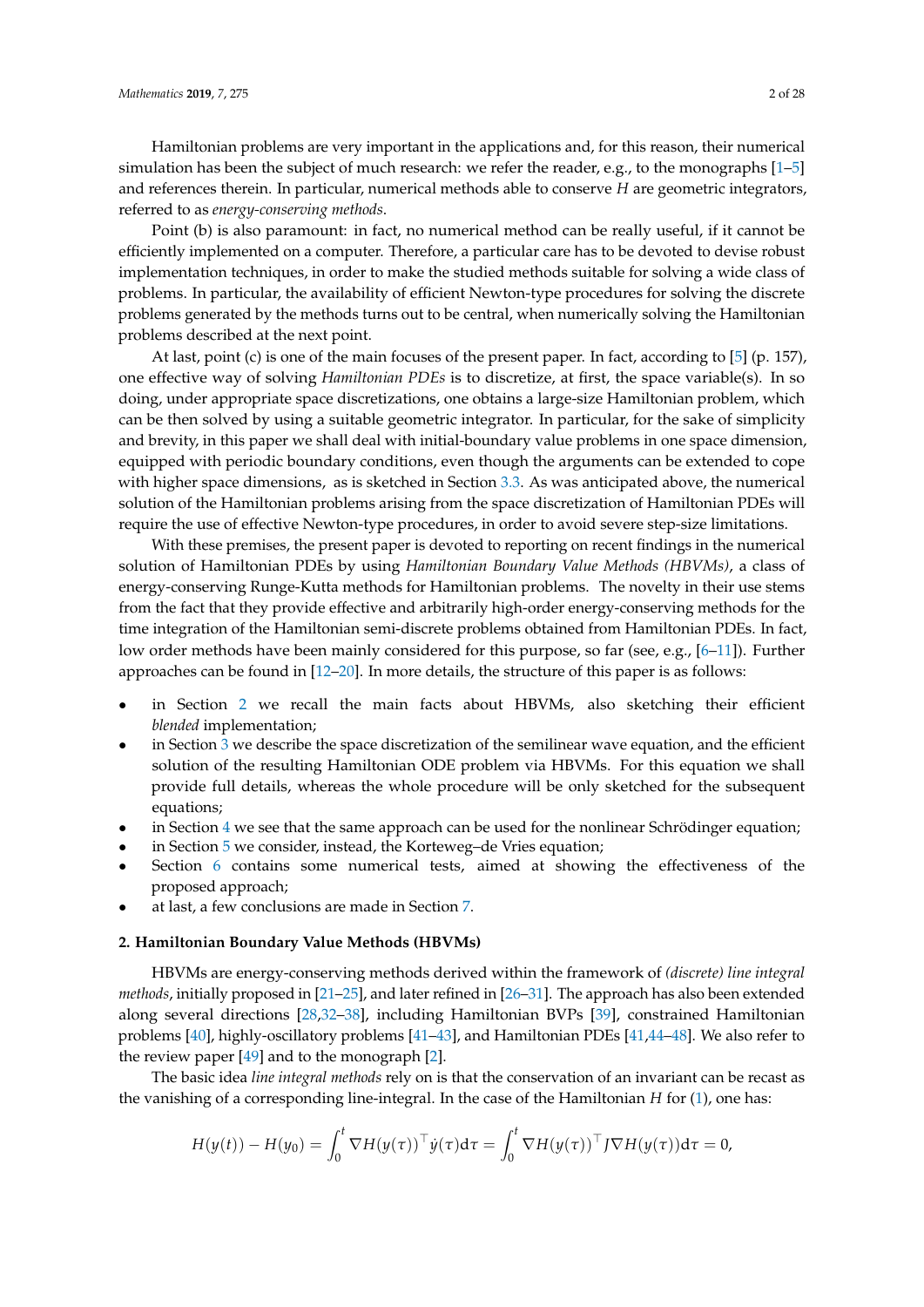Hamiltonian problems are very important in the applications and, for this reason, their numerical simulation has been the subject of much research: we refer the reader, e.g., to the monographs [1–5] and references therein. In particular, numerical methods able to conserve $H$ are geometric integrators, referred to as *energy-conserving methods*.

Point (b) is also paramount: in fact, no numerical method can be really useful, if it cannot be efficiently implemented on a computer. Therefore, a particular care has to be devoted to devise robust implementation techniques, in order to make the studied methods suitable for solving a wide class of problems. In particular, the availability of efficient Newton-type procedures for solving the discrete problems generated by the methods turns out to be central, when numerically solving the Hamiltonian problems described at the next point.

At last, point (c) is one of the main focuses of the present paper. In fact, according to [5] (p. 157), one effective way of solving *Hamiltonian PDEs* is to discretize, at first, the space variable(s). In so doing, under appropriate space discretizations, one obtains a large-size Hamiltonian problem, which can be then solved by using a suitable geometric integrator. In particular, for the sake of simplicity and brevity, in this paper we shall deal with initial-boundary value problems in one space dimension, equipped with periodic boundary conditions, even though the arguments can be extended to cope with higher space dimensions, as is sketched in Section 3.3. As was anticipated above, the numerical solution of the Hamiltonian problems arising from the space discretization of Hamiltonian PDEs will require the use of effective Newton-type procedures, in order to avoid severe step-size limitations.

With these premises, the present paper is devoted to reporting on recent findings in the numerical solution of Hamiltonian PDEs by using *Hamiltonian Boundary Value Methods (HBVMs)*, a class of energy-conserving Runge-Kutta methods for Hamiltonian problems. The novelty in their use stems from the fact that they provide effective and arbitrarily high-order energy-conserving methods for the time integration of the Hamiltonian semi-discrete problems obtained from Hamiltonian PDEs. In fact, low order methods have been mainly considered for this purpose, so far (see, e.g., [6–11]). Further approaches can be found in [12–20]. In more details, the structure of this paper is as follows:

- in Section 2 we recall the main facts about HBVMs, also sketching their efficient *blended* implementation;
- in Section 3 we describe the space discretization of the semilinear wave equation, and the efficient solution of the resulting Hamiltonian ODE problem via HBVMs. For this equation we shall provide full details, whereas the whole procedure will be only sketched for the subsequent equations;
- in Section 4 we see that the same approach can be used for the nonlinear Schrödinger equation;
- in Section 5 we consider, instead, the Korteweg–de Vries equation;
- Section 6 contains some numerical tests, aimed at showing the effectiveness of the proposed approach;
- at last, a few conclusions are made in Section 7.

## 2. Hamiltonian Boundary Value Methods (HBVMs)

HBVMs are energy-conserving methods derived within the framework of *(discrete) line integral methods*, initially proposed in [21–25], and later refined in [26–31]. The approach has also been extended along several directions [28,32–38], including Hamiltonian BVPs [39], constrained Hamiltonian problems [40], highly-oscillatory problems [41–43], and Hamiltonian PDEs [41,44–48]. We also refer to the review paper [49] and to the monograph [2].

The basic idea *line integral methods* rely on is that the conservation of an invariant can be recast as the vanishing of a corresponding line-integral. In the case of the Hamiltonian $H$ for (1), one has:

$$H(y(t)) - H(y_0) = \int_0^t \nabla H(y(\tau))^\top \dot{y}(\tau)\mathrm{d}\tau = \int_0^t \nabla H(y(\tau))^\top J \nabla H(y(\tau))\mathrm{d}\tau = 0,$$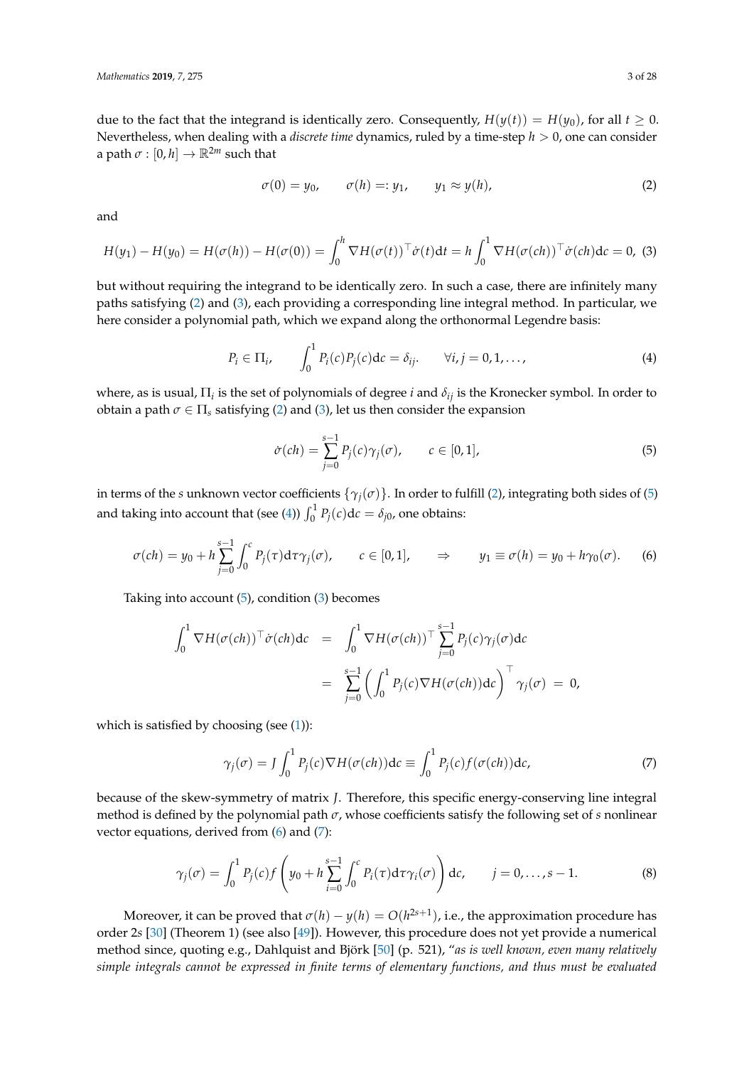due to the fact that the integrand is identically zero. Consequently, $H(y(t)) = H(y_0)$, for all $t \geq 0$. Nevertheless, when dealing with a *discrete time* dynamics, ruled by a time-step $h > 0$, one can consider a path $\sigma : [0, h] \to \mathbb{R}^{2m}$ such that

$$\sigma(0) = y_0, \qquad \sigma(h) =: y_1, \qquad y_1 \approx y(h), \tag{2}$$

and

$$H(y_1) - H(y_0) = H(\sigma(h)) - H(\sigma(0)) = \int_0^h \nabla H(\sigma(t))^\top \dot{\sigma}(t)\mathrm{d}t = h\int_0^1 \nabla H(\sigma(ch))^\top \dot{\sigma}(ch)\mathrm{d}c = 0, \tag{3}$$

but without requiring the integrand to be identically zero. In such a case, there are infinitely many paths satisfying (2) and (3), each providing a corresponding line integral method. In particular, we here consider a polynomial path, which we expand along the orthonormal Legendre basis:

$$P_i \in \Pi_i, \qquad \int_0^1 P_i(c)P_j(c)\mathrm{d}c = \delta_{ij}. \qquad \forall i, j = 0, 1, \ldots, \tag{4}$$

where, as is usual, $\Pi_i$ is the set of polynomials of degree $i$ and $\delta_{ij}$ is the Kronecker symbol. In order to obtain a path $\sigma \in \Pi_s$ satisfying (2) and (3), let us then consider the expansion

$$\dot{\sigma}(ch) = \sum_{j=0}^{s-1} P_j(c)\gamma_j(\sigma), \qquad c \in [0, 1], \tag{5}$$

in terms of the $s$ unknown vector coefficients $\{\gamma_j(\sigma)\}$. In order to fulfill (2), integrating both sides of (5) and taking into account that (see (4)) $\int_0^1 P_j(c)\mathrm{d}c = \delta_{j0}$, one obtains:

$$\sigma(ch) = y_0 + h\sum_{j=0}^{s-1}\int_0^c P_j(\tau)\mathrm{d}\tau\gamma_j(\sigma), \qquad c \in [0, 1], \qquad \Rightarrow \qquad y_1 \equiv \sigma(h) = y_0 + h\gamma_0(\sigma). \tag{6}$$

Taking into account (5), condition (3) becomes

$$\begin{aligned}
\int_0^1 \nabla H(\sigma(ch))^\top \dot{\sigma}(ch)\mathrm{d}c &= \int_0^1 \nabla H(\sigma(ch))^\top \sum_{j=0}^{s-1} P_j(c)\gamma_j(\sigma)\mathrm{d}c \\
&= \sum_{j=0}^{s-1}\left(\int_0^1 P_j(c)\nabla H(\sigma(ch))\mathrm{d}c\right)^\top \gamma_j(\sigma) \;=\; 0,
\end{aligned}$$

which is satisfied by choosing (see (1)):

$$\gamma_j(\sigma) = J\int_0^1 P_j(c)\nabla H(\sigma(ch))\mathrm{d}c \equiv \int_0^1 P_j(c)f(\sigma(ch))\mathrm{d}c, \tag{7}$$

because of the skew-symmetry of matrix $J$. Therefore, this specific energy-conserving line integral method is defined by the polynomial path $\sigma$, whose coefficients satisfy the following set of $s$ nonlinear vector equations, derived from (6) and (7):

$$\gamma_j(\sigma) = \int_0^1 P_j(c)f\left(y_0 + h\sum_{i=0}^{s-1}\int_0^c P_i(\tau)\mathrm{d}\tau\gamma_i(\sigma)\right)\mathrm{d}c, \qquad j = 0, \ldots, s-1. \tag{8}$$

Moreover, it can be proved that $\sigma(h) - y(h) = O(h^{2s+1})$, i.e., the approximation procedure has order $2s$ [30] (Theorem 1) (see also [49]). However, this procedure does not yet provide a numerical method since, quoting e.g., Dahlquist and Björk [50] (p. 521), "*as is well known, even many relatively simple integrals cannot be expressed in finite terms of elementary functions, and thus must be evaluated*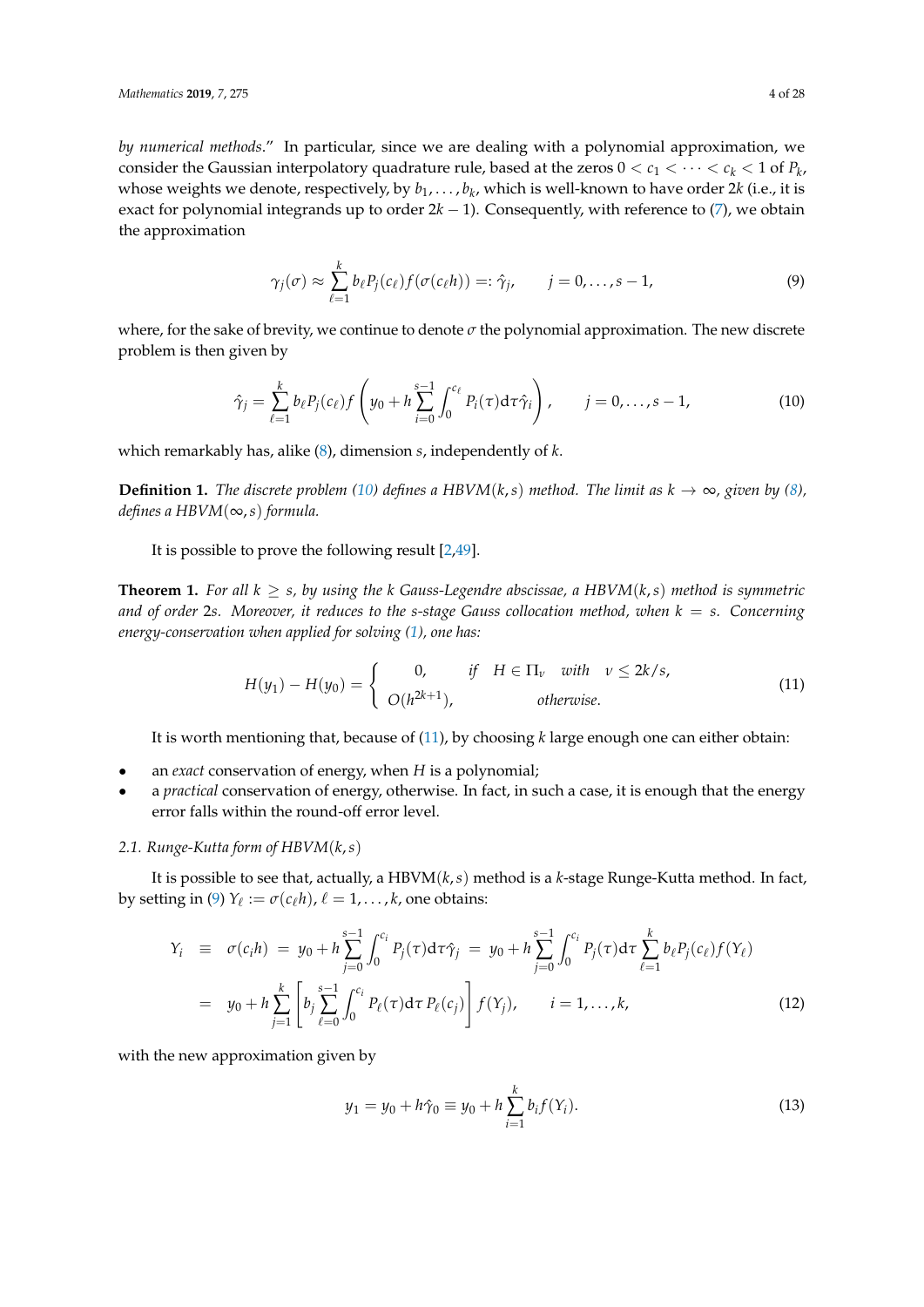*by numerical methods*." In particular, since we are dealing with a polynomial approximation, we consider the Gaussian interpolatory quadrature rule, based at the zeros $0 < c_1 < \cdots < c_k < 1$ of $P_k$, whose weights we denote, respectively, by $b_1, \ldots, b_k$, which is well-known to have order $2k$ (i.e., it is exact for polynomial integrands up to order $2k-1$). Consequently, with reference to (7), we obtain the approximation

$$\gamma_j(\sigma) \approx \sum_{\ell=1}^{k} b_\ell P_j(c_\ell) f(\sigma(c_\ell h)) =: \hat{\gamma}_j, \qquad j = 0, \ldots, s-1, \tag{9}$$

where, for the sake of brevity, we continue to denote $\sigma$ the polynomial approximation. The new discrete problem is then given by

$$\hat{\gamma}_j = \sum_{\ell=1}^{k} b_\ell P_j(c_\ell) f\left( y_0 + h \sum_{i=0}^{s-1} \int_0^{c_\ell} P_i(\tau) \mathrm{d}\tau \hat{\gamma}_i \right), \qquad j = 0, \ldots, s-1, \tag{10}$$

which remarkably has, alike (8), dimension $s$, independently of $k$.

**Definition 1.** *The discrete problem (10) defines a HBVM$(k,s)$ method. The limit as $k \to \infty$, given by (8), defines a HBVM$(\infty,s)$ formula.*

It is possible to prove the following result [2,49].

**Theorem 1.** *For all $k \geq s$, by using the $k$ Gauss-Legendre abscissae, a HBVM$(k,s)$ method is symmetric and of order $2s$. Moreover, it reduces to the $s$-stage Gauss collocation method, when $k = s$. Concerning energy-conservation when applied for solving (1), one has:*

$$H(y_1) - H(y_0) = \begin{cases} 0, & \text{if} \quad H \in \Pi_\nu \quad \text{with} \quad \nu \leq 2k/s, \\ O(h^{2k+1}), & \text{otherwise}. \end{cases} \tag{11}$$

It is worth mentioning that, because of (11), by choosing $k$ large enough one can either obtain:

- an *exact* conservation of energy, when $H$ is a polynomial;
- a *practical* conservation of energy, otherwise. In fact, in such a case, it is enough that the energy error falls within the round-off error level.

### 2.1. Runge-Kutta form of HBVM$(k,s)$

It is possible to see that, actually, a HBVM$(k,s)$ method is a $k$-stage Runge-Kutta method. In fact, by setting in (9) $Y_\ell := \sigma(c_\ell h)$, $\ell = 1, \ldots, k$, one obtains:

$$\begin{aligned} Y_i \;\equiv\; \sigma(c_i h) \;&=\; y_0 + h \sum_{j=0}^{s-1} \int_0^{c_i} P_j(\tau) \mathrm{d}\tau \hat{\gamma}_j \;=\; y_0 + h \sum_{j=0}^{s-1} \int_0^{c_i} P_j(\tau) \mathrm{d}\tau \sum_{\ell=1}^{k} b_\ell P_j(c_\ell) f(Y_\ell) \\ &=\; y_0 + h \sum_{j=1}^{k} \left[ b_j \sum_{\ell=0}^{s-1} \int_0^{c_i} P_\ell(\tau) \mathrm{d}\tau \, P_\ell(c_j) \right] f(Y_j), \qquad i = 1, \ldots, k, \end{aligned} \tag{12}$$

with the new approximation given by

$$y_1 = y_0 + h \hat{\gamma}_0 \equiv y_0 + h \sum_{i=1}^{k} b_i f(Y_i). \tag{13}$$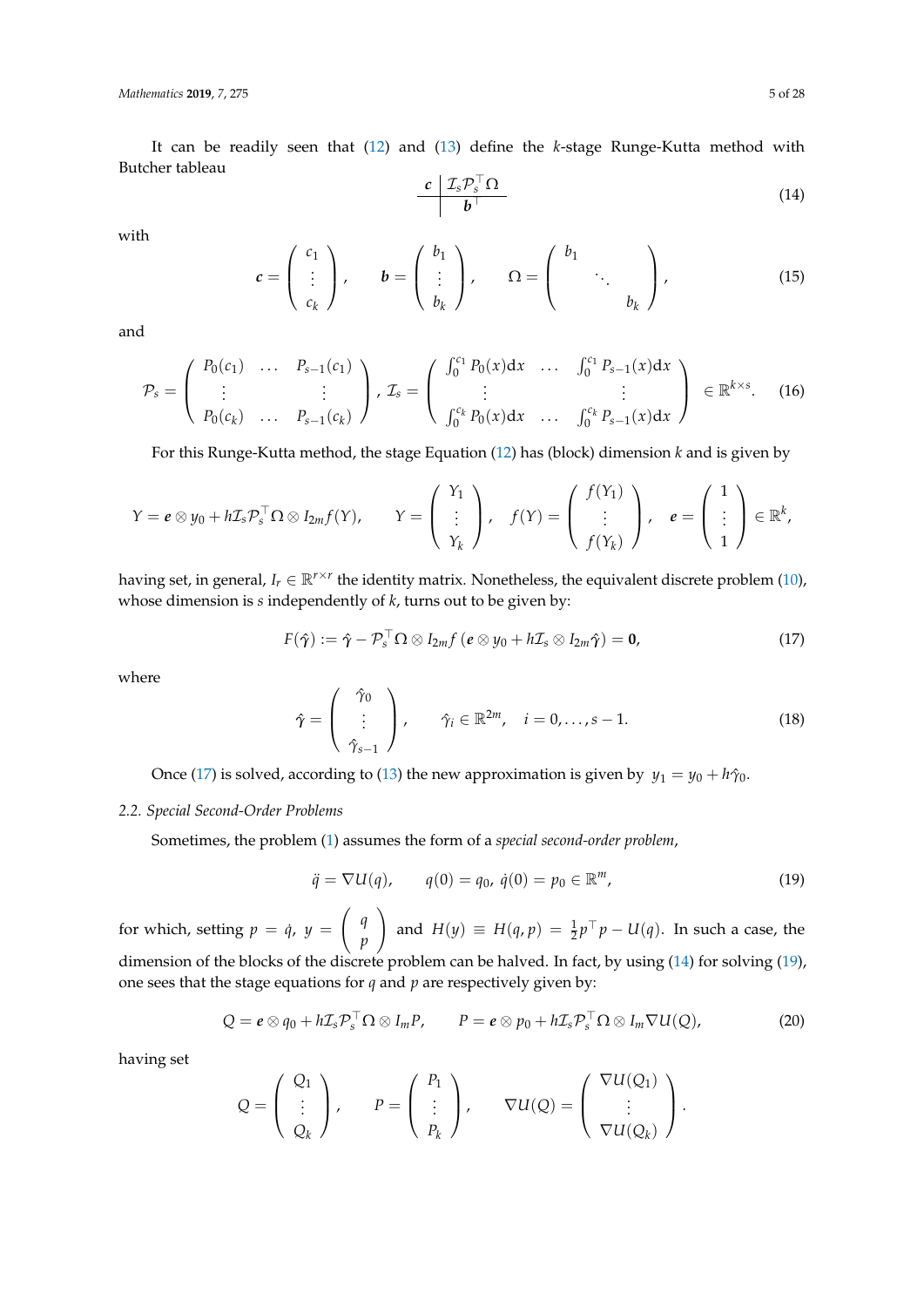It can be readily seen that (12) and (13) define the $k$-stage Runge-Kutta method with Butcher tableau

$$\begin{array}{c|c} \boldsymbol{c} & \mathcal{I}_s \mathcal{P}_s^\top \Omega \\ \hline & \boldsymbol{b}^\top \end{array} \tag{14}$$

with

$$\boldsymbol{c} = \begin{pmatrix} c_1 \\ \vdots \\ c_k \end{pmatrix}, \qquad \boldsymbol{b} = \begin{pmatrix} b_1 \\ \vdots \\ b_k \end{pmatrix}, \qquad \Omega = \begin{pmatrix} b_1 & & \\ & \ddots & \\ & & b_k \end{pmatrix}, \tag{15}$$

and

$$\mathcal{P}_s = \begin{pmatrix} P_0(c_1) & \dots & P_{s-1}(c_1) \\ \vdots & & \vdots \\ P_0(c_k) & \dots & P_{s-1}(c_k) \end{pmatrix}, \; \mathcal{I}_s = \begin{pmatrix} \int_0^{c_1} P_0(x)\mathrm{d}x & \dots & \int_0^{c_1} P_{s-1}(x)\mathrm{d}x \\ \vdots & & \vdots \\ \int_0^{c_k} P_0(x)\mathrm{d}x & \dots & \int_0^{c_k} P_{s-1}(x)\mathrm{d}x \end{pmatrix} \in \mathbb{R}^{k\times s}. \tag{16}$$

For this Runge-Kutta method, the stage Equation (12) has (block) dimension $k$ and is given by

$$Y = \boldsymbol{e} \otimes y_0 + h \mathcal{I}_s \mathcal{P}_s^\top \Omega \otimes I_{2m} f(Y), \qquad Y = \begin{pmatrix} Y_1 \\ \vdots \\ Y_k \end{pmatrix}, \quad f(Y) = \begin{pmatrix} f(Y_1) \\ \vdots \\ f(Y_k) \end{pmatrix}, \quad \boldsymbol{e} = \begin{pmatrix} 1 \\ \vdots \\ 1 \end{pmatrix} \in \mathbb{R}^k,$$

having set, in general, $I_r \in \mathbb{R}^{r\times r}$ the identity matrix. Nonetheless, the equivalent discrete problem (10), whose dimension is $s$ independently of $k$, turns out to be given by:

$$F(\hat{\gamma}) := \hat{\gamma} - \mathcal{P}_s^\top \Omega \otimes I_{2m} f\left(\boldsymbol{e} \otimes y_0 + h \mathcal{I}_s \otimes I_{2m} \hat{\gamma}\right) = \boldsymbol{0}, \tag{17}$$

where

$$\hat{\gamma} = \begin{pmatrix} \hat{\gamma}_0 \\ \vdots \\ \hat{\gamma}_{s-1} \end{pmatrix}, \qquad \hat{\gamma}_i \in \mathbb{R}^{2m}, \quad i = 0, \dots, s-1. \tag{18}$$

Once (17) is solved, according to (13) the new approximation is given by $y_1 = y_0 + h\hat{\gamma}_0$.

### 2.2. Special Second-Order Problems

Sometimes, the problem (1) assumes the form of a *special second-order problem*,

$$\ddot{q} = \nabla U(q), \qquad q(0) = q_0, \; \dot{q}(0) = p_0 \in \mathbb{R}^m, \tag{19}$$

for which, setting $p = \dot{q}$, $y = \begin{pmatrix} q \\ p \end{pmatrix}$ and $H(y) \equiv H(q,p) = \frac{1}{2} p^\top p - U(q)$. In such a case, the dimension of the blocks of the discrete problem can be halved. In fact, by using (14) for solving (19), one sees that the stage equations for $q$ and $p$ are respectively given by:

$$Q = \boldsymbol{e} \otimes q_0 + h \mathcal{I}_s \mathcal{P}_s^\top \Omega \otimes I_m P, \qquad P = \boldsymbol{e} \otimes p_0 + h \mathcal{I}_s \mathcal{P}_s^\top \Omega \otimes I_m \nabla U(Q), \tag{20}$$

having set

$$Q = \begin{pmatrix} Q_1 \\ \vdots \\ Q_k \end{pmatrix}, \qquad P = \begin{pmatrix} P_1 \\ \vdots \\ P_k \end{pmatrix}, \qquad \nabla U(Q) = \begin{pmatrix} \nabla U(Q_1) \\ \vdots \\ \nabla U(Q_k) \end{pmatrix}.$$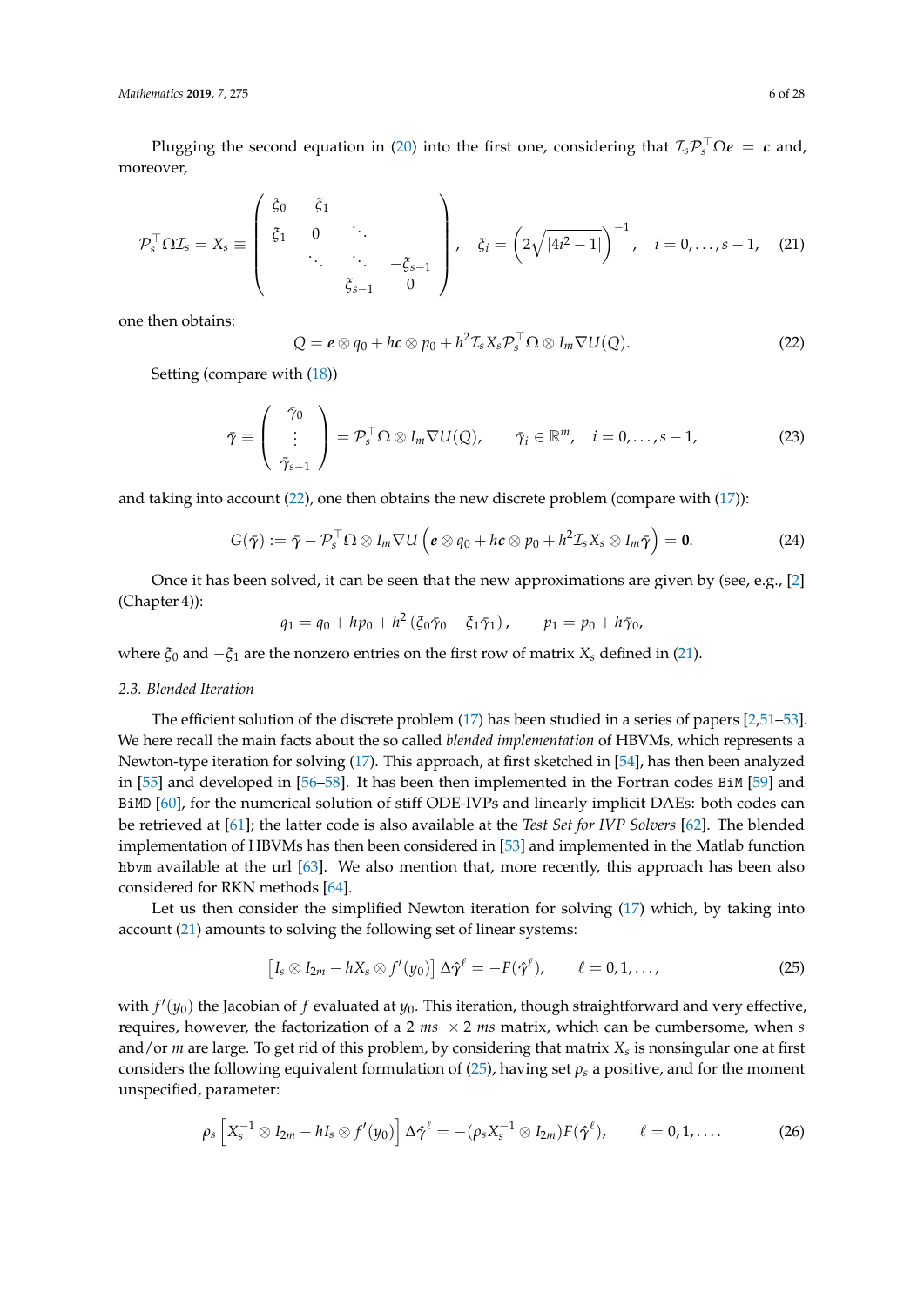Plugging the second equation in (20) into the first one, considering that $\mathcal{I}_s\mathcal{P}_s^\top\Omega\boldsymbol{e} = \boldsymbol{c}$ and, moreover,

$$\mathcal{P}_s^\top\Omega\mathcal{I}_s = X_s \equiv \begin{pmatrix} \xi_0 & -\xi_1 & & \\ \xi_1 & 0 & \ddots & \\ & \ddots & \ddots & -\xi_{s-1} \\ & & \xi_{s-1} & 0 \end{pmatrix}, \quad \xi_i = \left(2\sqrt{|4i^2-1|}\right)^{-1}, \quad i = 0,\ldots,s-1, \tag{21}$$

one then obtains:

$$Q = \boldsymbol{e}\otimes q_0 + h\boldsymbol{c}\otimes p_0 + h^2\mathcal{I}_s X_s\mathcal{P}_s^\top\Omega\otimes I_m\nabla U(Q). \tag{22}$$

Setting (compare with (18))

$$\bar{\boldsymbol{\gamma}} \equiv \begin{pmatrix} \bar{\gamma}_0 \\ \vdots \\ \bar{\gamma}_{s-1} \end{pmatrix} = \mathcal{P}_s^\top\Omega\otimes I_m\nabla U(Q), \qquad \bar{\gamma}_i \in \mathbb{R}^m, \quad i = 0,\ldots,s-1, \tag{23}$$

and taking into account (22), one then obtains the new discrete problem (compare with (17)):

$$G(\bar{\boldsymbol{\gamma}}) := \bar{\boldsymbol{\gamma}} - \mathcal{P}_s^\top\Omega\otimes I_m\nabla U\left(\boldsymbol{e}\otimes q_0 + h\boldsymbol{c}\otimes p_0 + h^2\mathcal{I}_s X_s\otimes I_m\bar{\boldsymbol{\gamma}}\right) = \boldsymbol{0}. \tag{24}$$

Once it has been solved, it can be seen that the new approximations are given by (see, e.g., [2] (Chapter 4)):

$$q_1 = q_0 + hp_0 + h^2\left(\xi_0\bar{\gamma}_0 - \xi_1\bar{\gamma}_1\right), \qquad p_1 = p_0 + h\bar{\gamma}_0,$$

where $\xi_0$ and $-\xi_1$ are the nonzero entries on the first row of matrix $X_s$ defined in (21).

### 2.3. Blended Iteration

The efficient solution of the discrete problem (17) has been studied in a series of papers [2,51–53]. We here recall the main facts about the so called *blended implementation* of HBVMs, which represents a Newton-type iteration for solving (17). This approach, at first sketched in [54], has then been analyzed in [55] and developed in [56–58]. It has been then implemented in the Fortran codes `BiM` [59] and `BiMD` [60], for the numerical solution of stiff ODE-IVPs and linearly implicit DAEs: both codes can be retrieved at [61]; the latter code is also available at the *Test Set for IVP Solvers* [62]. The blended implementation of HBVMs has then been considered in [53] and implemented in the Matlab function `hbvm` available at the url [63]. We also mention that, more recently, this approach has been also considered for RKN methods [64].

Let us then consider the simplified Newton iteration for solving (17) which, by taking into account (21) amounts to solving the following set of linear systems:

$$\left[I_s\otimes I_{2m} - hX_s\otimes f'(y_0)\right]\Delta\hat{\boldsymbol{\gamma}}^\ell = -F(\hat{\boldsymbol{\gamma}}^\ell), \qquad \ell = 0,1,\ldots, \tag{25}$$

with $f'(y_0)$ the Jacobian of $f$ evaluated at $y_0$. This iteration, though straightforward and very effective, requires, however, the factorization of a $2\,ms\times 2\,ms$ matrix, which can be cumbersome, when $s$ and/or $m$ are large. To get rid of this problem, by considering that matrix $X_s$ is nonsingular one at first considers the following equivalent formulation of (25), having set $\rho_s$ a positive, and for the moment unspecified, parameter:

$$\rho_s\left[X_s^{-1}\otimes I_{2m} - hI_s\otimes f'(y_0)\right]\Delta\hat{\boldsymbol{\gamma}}^\ell = -(\rho_s X_s^{-1}\otimes I_{2m})F(\hat{\boldsymbol{\gamma}}^\ell), \qquad \ell = 0,1,\ldots. \tag{26}$$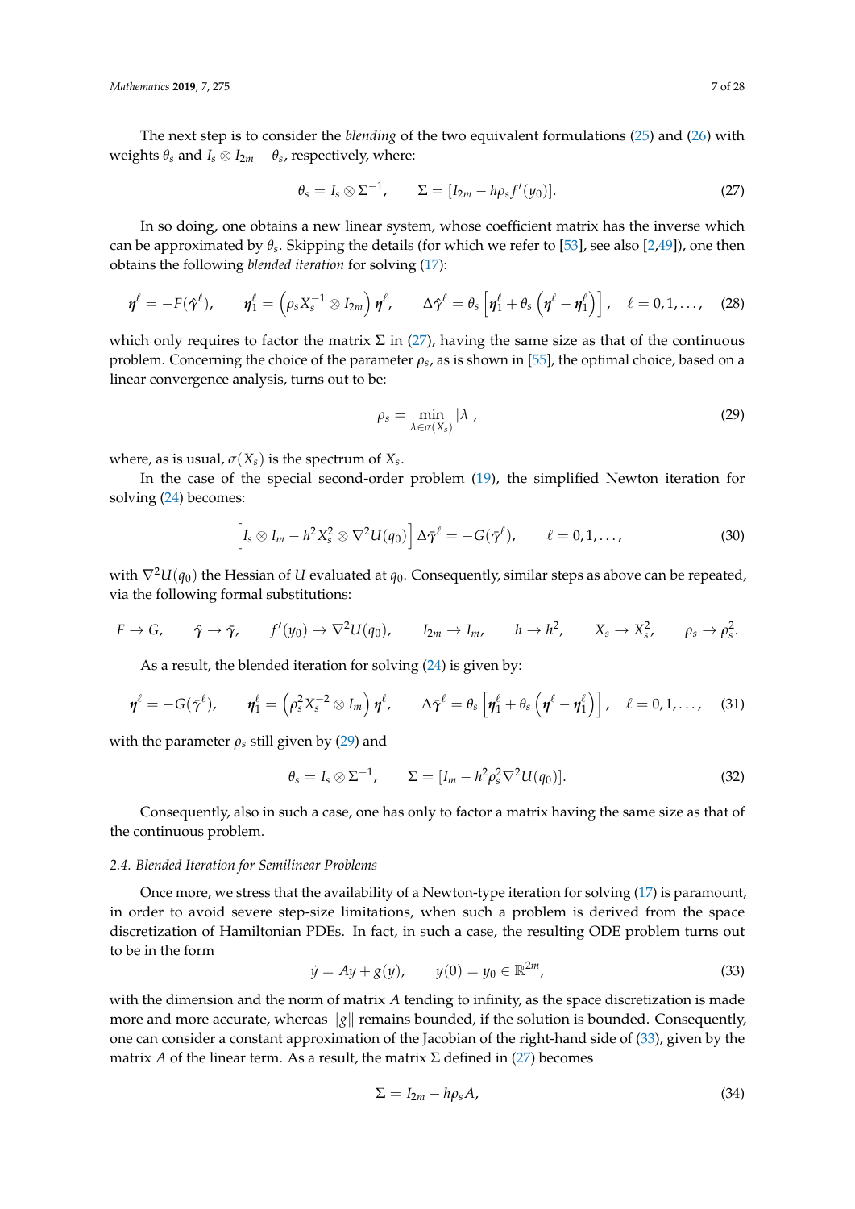The next step is to consider the *blending* of the two equivalent formulations (25) and (26) with weights $\theta_s$ and $I_s \otimes I_{2m} - \theta_s$, respectively, where:

$$\theta_s = I_s \otimes \Sigma^{-1}, \qquad \Sigma = [I_{2m} - h\rho_s f'(y_0)]. \tag{27}$$

In so doing, one obtains a new linear system, whose coefficient matrix has the inverse which can be approximated by $\theta_s$. Skipping the details (for which we refer to [53], see also [2,49]), one then obtains the following *blended iteration* for solving (17):

$$\boldsymbol{\eta}^\ell = -F(\hat{\boldsymbol{\gamma}}^\ell), \qquad \boldsymbol{\eta}_1^\ell = \left(\rho_s X_s^{-1} \otimes I_{2m}\right)\boldsymbol{\eta}^\ell, \qquad \Delta\hat{\boldsymbol{\gamma}}^\ell = \theta_s\left[\boldsymbol{\eta}_1^\ell + \theta_s\left(\boldsymbol{\eta}^\ell - \boldsymbol{\eta}_1^\ell\right)\right], \quad \ell = 0, 1, \ldots, \tag{28}$$

which only requires to factor the matrix $\Sigma$ in (27), having the same size as that of the continuous problem. Concerning the choice of the parameter $\rho_s$, as is shown in [55], the optimal choice, based on a linear convergence analysis, turns out to be:

$$\rho_s = \min_{\lambda \in \sigma(X_s)} |\lambda|, \tag{29}$$

where, as is usual, $\sigma(X_s)$ is the spectrum of $X_s$.

In the case of the special second-order problem (19), the simplified Newton iteration for solving (24) becomes:

$$\left[I_s \otimes I_m - h^2 X_s^2 \otimes \nabla^2 U(q_0)\right]\Delta\bar{\boldsymbol{\gamma}}^\ell = -G(\bar{\boldsymbol{\gamma}}^\ell), \qquad \ell = 0, 1, \ldots, \tag{30}$$

with $\nabla^2 U(q_0)$ the Hessian of $U$ evaluated at $q_0$. Consequently, similar steps as above can be repeated, via the following formal substitutions:

$$F \to G, \qquad \hat{\boldsymbol{\gamma}} \to \bar{\boldsymbol{\gamma}}, \qquad f'(y_0) \to \nabla^2 U(q_0), \qquad I_{2m} \to I_m, \qquad h \to h^2, \qquad X_s \to X_s^2, \qquad \rho_s \to \rho_s^2.$$

As a result, the blended iteration for solving (24) is given by:

$$\boldsymbol{\eta}^\ell = -G(\bar{\boldsymbol{\gamma}}^\ell), \qquad \boldsymbol{\eta}_1^\ell = \left(\rho_s^2 X_s^{-2} \otimes I_m\right)\boldsymbol{\eta}^\ell, \qquad \Delta\bar{\boldsymbol{\gamma}}^\ell = \theta_s\left[\boldsymbol{\eta}_1^\ell + \theta_s\left(\boldsymbol{\eta}^\ell - \boldsymbol{\eta}_1^\ell\right)\right], \quad \ell = 0, 1, \ldots, \tag{31}$$

with the parameter $\rho_s$ still given by (29) and

$$\theta_s = I_s \otimes \Sigma^{-1}, \qquad \Sigma = [I_m - h^2\rho_s^2 \nabla^2 U(q_0)]. \tag{32}$$

Consequently, also in such a case, one has only to factor a matrix having the same size as that of the continuous problem.

### 2.4. Blended Iteration for Semilinear Problems

Once more, we stress that the availability of a Newton-type iteration for solving (17) is paramount, in order to avoid severe step-size limitations, when such a problem is derived from the space discretization of Hamiltonian PDEs. In fact, in such a case, the resulting ODE problem turns out to be in the form

$$\dot{y} = Ay + g(y), \qquad y(0) = y_0 \in \mathbb{R}^{2m}, \tag{33}$$

with the dimension and the norm of matrix $A$ tending to infinity, as the space discretization is made more and more accurate, whereas $\|g\|$ remains bounded, if the solution is bounded. Consequently, one can consider a constant approximation of the Jacobian of the right-hand side of (33), given by the matrix $A$ of the linear term. As a result, the matrix $\Sigma$ defined in (27) becomes

$$\Sigma = I_{2m} - h\rho_s A, \tag{34}$$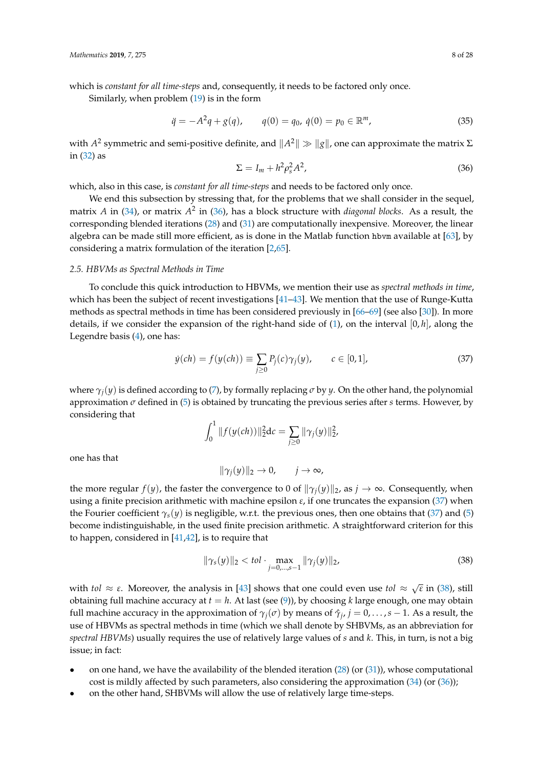which is *constant for all time-steps* and, consequently, it needs to be factored only once.

Similarly, when problem (19) is in the form

$$\ddot{q} = -A^2 q + g(q), \qquad q(0) = q_0, \; \dot{q}(0) = p_0 \in \mathbb{R}^m, \tag{35}$$

with $A^2$ symmetric and semi-positive definite, and $\|A^2\| \gg \|g\|$, one can approximate the matrix $\Sigma$ in (32) as

$$\Sigma = I_m + h^2 \rho_s^2 A^2, \tag{36}$$

which, also in this case, is *constant for all time-steps* and needs to be factored only once.

We end this subsection by stressing that, for the problems that we shall consider in the sequel, matrix $A$ in (34), or matrix $A^2$ in (36), has a block structure with *diagonal blocks*. As a result, the corresponding blended iterations (28) and (31) are computationally inexpensive. Moreover, the linear algebra can be made still more efficient, as is done in the Matlab function `hbvm` available at [63], by considering a matrix formulation of the iteration [2,65].

### 2.5. HBVMs as Spectral Methods in Time

To conclude this quick introduction to HBVMs, we mention their use as *spectral methods in time*, which has been the subject of recent investigations [41–43]. We mention that the use of Runge-Kutta methods as spectral methods in time has been considered previously in [66–69] (see also [30]). In more details, if we consider the expansion of the right-hand side of (1), on the interval $[0, h]$, along the Legendre basis (4), one has:

$$\dot{y}(ch) = f(y(ch)) \equiv \sum_{j \geq 0} P_j(c)\gamma_j(y), \qquad c \in [0, 1], \tag{37}$$

where $\gamma_j(y)$ is defined according to (7), by formally replacing $\sigma$ by $y$. On the other hand, the polynomial approximation $\sigma$ defined in (5) is obtained by truncating the previous series after $s$ terms. However, by considering that

$$\int_0^1 \|f(y(ch))\|_2^2 \mathrm{d}c = \sum_{j \geq 0} \|\gamma_j(y)\|_2^2,$$

one has that

$$\|\gamma_j(y)\|_2 \to 0, \qquad j \to \infty,$$

the more regular $f(y)$, the faster the convergence to 0 of $\|\gamma_j(y)\|_2$, as $j \to \infty$. Consequently, when using a finite precision arithmetic with machine epsilon $\varepsilon$, if one truncates the expansion (37) when the Fourier coefficient $\gamma_s(y)$ is negligible, w.r.t. the previous ones, then one obtains that (37) and (5) become indistinguishable, in the used finite precision arithmetic. A straightforward criterion for this to happen, considered in [41,42], is to require that

$$\|\gamma_s(y)\|_2 < tol \cdot \max_{j=0,\ldots,s-1} \|\gamma_j(y)\|_2, \tag{38}$$

with $tol \approx \varepsilon$. Moreover, the analysis in [43] shows that one could even use $tol \approx \sqrt{\varepsilon}$ in (38), still obtaining full machine accuracy at $t = h$. At last (see (9)), by choosing $k$ large enough, one may obtain full machine accuracy in the approximation of $\gamma_j(\sigma)$ by means of $\hat{\gamma}_j$, $j = 0, \ldots, s-1$. As a result, the use of HBVMs as spectral methods in time (which we shall denote by SHBVMs, as an abbreviation for *spectral HBVMs*) usually requires the use of relatively large values of $s$ and $k$. This, in turn, is not a big issue; in fact:

- on one hand, we have the availability of the blended iteration (28) (or (31)), whose computational cost is mildly affected by such parameters, also considering the approximation (34) (or (36));
- on the other hand, SHBVMs will allow the use of relatively large time-steps.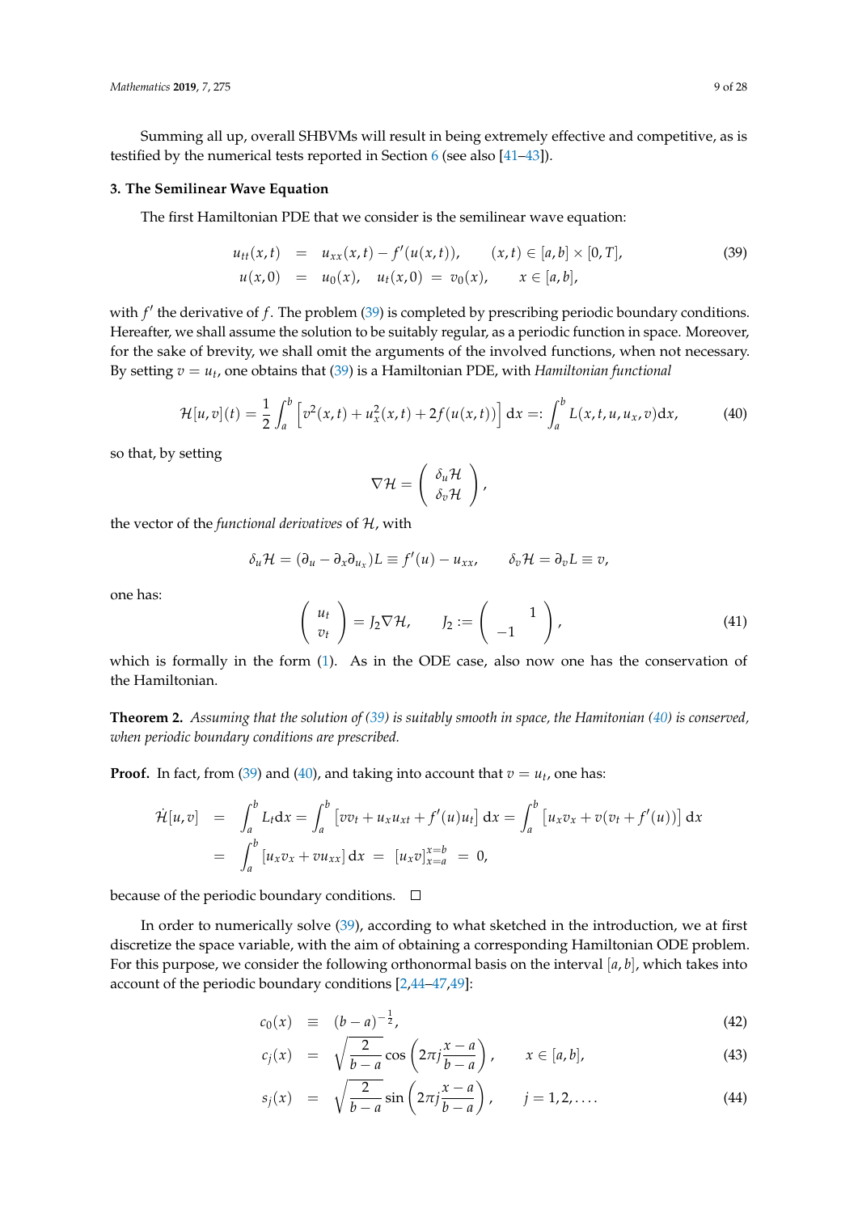Summing all up, overall SHBVMs will result in being extremely effective and competitive, as is testified by the numerical tests reported in Section 6 (see also [41–43]).

## 3. The Semilinear Wave Equation

The first Hamiltonian PDE that we consider is the semilinear wave equation:

$$
\begin{aligned}
u_{tt}(x,t) &= u_{xx}(x,t) - f'(u(x,t)), \qquad (x,t) \in [a,b] \times [0,T], \\
u(x,0) &= u_0(x), \quad u_t(x,0) = v_0(x), \qquad x \in [a,b],
\end{aligned} \tag{39}
$$

with $f'$ the derivative of $f$. The problem (39) is completed by prescribing periodic boundary conditions. Hereafter, we shall assume the solution to be suitably regular, as a periodic function in space. Moreover, for the sake of brevity, we shall omit the arguments of the involved functions, when not necessary. By setting $v = u_t$, one obtains that (39) is a Hamiltonian PDE, with *Hamiltonian functional*

$$
\mathcal{H}[u,v](t) = \frac{1}{2}\int_a^b \left[ v^2(x,t) + u_x^2(x,t) + 2f(u(x,t)) \right] \mathrm{d}x =: \int_a^b L(x,t,u,u_x,v)\mathrm{d}x, \tag{40}
$$

so that, by setting

$$
\nabla \mathcal{H} = \begin{pmatrix} \delta_u \mathcal{H} \\ \delta_v \mathcal{H} \end{pmatrix},
$$

the vector of the *functional derivatives* of $\mathcal{H}$, with

$$
\delta_u \mathcal{H} = (\partial_u - \partial_x \partial_{u_x})L \equiv f'(u) - u_{xx}, \qquad \delta_v \mathcal{H} = \partial_v L \equiv v,
$$

one has:

$$
\begin{pmatrix} u_t \\ v_t \end{pmatrix} = J_2 \nabla \mathcal{H}, \qquad J_2 := \begin{pmatrix} & 1 \\ -1 & \end{pmatrix}, \tag{41}
$$

which is formally in the form (1). As in the ODE case, also now one has the conservation of the Hamiltonian.

**Theorem 2.** *Assuming that the solution of (39) is suitably smooth in space, the Hamitonian (40) is conserved, when periodic boundary conditions are prescribed.*

**Proof.** In fact, from (39) and (40), and taking into account that $v = u_t$, one has:

$$
\begin{aligned}
\dot{\mathcal{H}}[u,v] &= \int_a^b L_t \mathrm{d}x = \int_a^b \left[ v v_t + u_x u_{xt} + f'(u) u_t \right] \mathrm{d}x = \int_a^b \left[ u_x v_x + v(v_t + f'(u)) \right] \mathrm{d}x \\
&= \int_a^b \left[ u_x v_x + v u_{xx} \right] \mathrm{d}x \;=\; \left[ u_x v \right]_{x=a}^{x=b} \;=\; 0,
\end{aligned}
$$

because of the periodic boundary conditions. □

In order to numerically solve (39), according to what sketched in the introduction, we at first discretize the space variable, with the aim of obtaining a corresponding Hamiltonian ODE problem. For this purpose, we consider the following orthonormal basis on the interval $[a,b]$, which takes into account of the periodic boundary conditions [2,44–47,49]:

$$
c_0(x) \equiv (b-a)^{-\frac{1}{2}}, \tag{42}
$$

$$
c_j(x) = \sqrt{\frac{2}{b-a}} \cos\left(2\pi j \frac{x-a}{b-a}\right), \qquad x \in [a,b], \tag{43}
$$

$$
s_j(x) = \sqrt{\frac{2}{b-a}} \sin\left(2\pi j \frac{x-a}{b-a}\right), \qquad j = 1,2,\ldots. \tag{44}
$$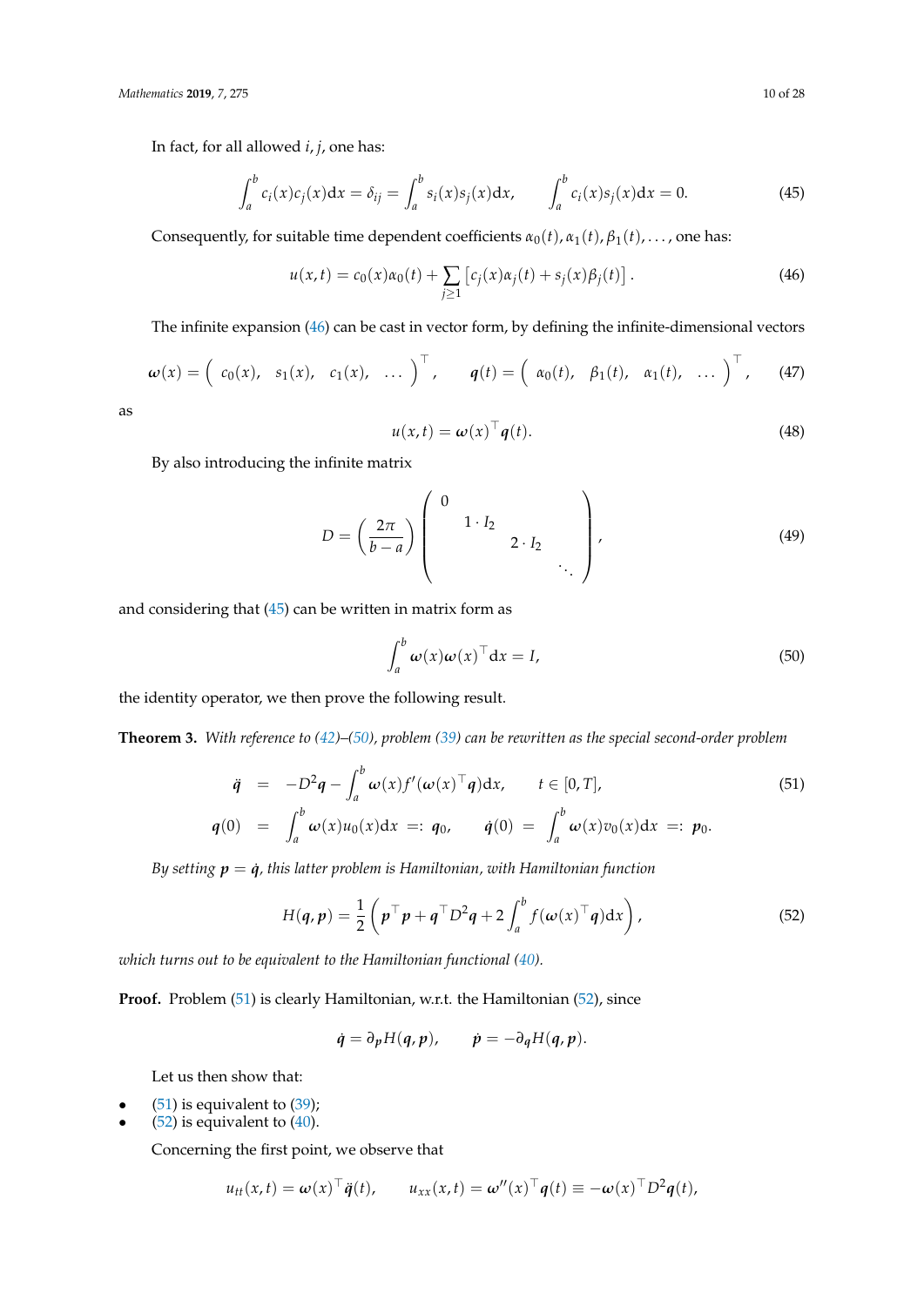In fact, for all allowed $i, j$, one has:

$$\int_a^b c_i(x)c_j(x)\mathrm{d}x = \delta_{ij} = \int_a^b s_i(x)s_j(x)\mathrm{d}x, \qquad \int_a^b c_i(x)s_j(x)\mathrm{d}x = 0. \tag{45}$$

Consequently, for suitable time dependent coefficients $\alpha_0(t), \alpha_1(t), \beta_1(t), \ldots$, one has:

$$u(x,t) = c_0(x)\alpha_0(t) + \sum_{j\geq 1}\left[c_j(x)\alpha_j(t) + s_j(x)\beta_j(t)\right]. \tag{46}$$

The infinite expansion (46) can be cast in vector form, by defining the infinite-dimensional vectors

$$\boldsymbol{\omega}(x) = \begin{pmatrix} c_0(x), & s_1(x), & c_1(x), & \ldots \end{pmatrix}^\top, \qquad \boldsymbol{q}(t) = \begin{pmatrix} \alpha_0(t), & \beta_1(t), & \alpha_1(t), & \ldots \end{pmatrix}^\top, \tag{47}$$

as

$$u(x,t) = \boldsymbol{\omega}(x)^\top \boldsymbol{q}(t). \tag{48}$$

By also introducing the infinite matrix

$$D = \left(\frac{2\pi}{b-a}\right)\begin{pmatrix} 0 & & & \\ & 1\cdot I_2 & & \\ & & 2\cdot I_2 & \\ & & & \ddots \end{pmatrix}, \tag{49}$$

and considering that (45) can be written in matrix form as

$$\int_a^b \boldsymbol{\omega}(x)\boldsymbol{\omega}(x)^\top \mathrm{d}x = I, \tag{50}$$

the identity operator, we then prove the following result.

**Theorem 3.** *With reference to (42)–(50), problem (39) can be rewritten as the special second-order problem*

$$\begin{aligned} \ddot{\boldsymbol{q}} &= -D^2\boldsymbol{q} - \int_a^b \boldsymbol{\omega}(x)f'(\boldsymbol{\omega}(x)^\top\boldsymbol{q})\mathrm{d}x, \qquad t\in[0,T], \\ \boldsymbol{q}(0) &= \int_a^b \boldsymbol{\omega}(x)u_0(x)\mathrm{d}x =: \boldsymbol{q}_0, \qquad \dot{\boldsymbol{q}}(0) = \int_a^b \boldsymbol{\omega}(x)v_0(x)\mathrm{d}x =: \boldsymbol{p}_0. \end{aligned} \tag{51}$$

*By setting $\boldsymbol{p} = \dot{\boldsymbol{q}}$, this latter problem is Hamiltonian, with Hamiltonian function*

$$H(\boldsymbol{q},\boldsymbol{p}) = \frac{1}{2}\left(\boldsymbol{p}^\top\boldsymbol{p} + \boldsymbol{q}^\top D^2\boldsymbol{q} + 2\int_a^b f(\boldsymbol{\omega}(x)^\top\boldsymbol{q})\mathrm{d}x\right), \tag{52}$$

*which turns out to be equivalent to the Hamiltonian functional (40).*

**Proof.** Problem (51) is clearly Hamiltonian, w.r.t. the Hamiltonian (52), since

$$\dot{\boldsymbol{q}} = \partial_{\boldsymbol{p}}H(\boldsymbol{q},\boldsymbol{p}), \qquad \dot{\boldsymbol{p}} = -\partial_{\boldsymbol{q}}H(\boldsymbol{q},\boldsymbol{p}).$$

Let us then show that:

- (51) is equivalent to (39);
- (52) is equivalent to (40).

Concerning the first point, we observe that

$$u_{tt}(x,t) = \boldsymbol{\omega}(x)^\top\ddot{\boldsymbol{q}}(t), \qquad u_{xx}(x,t) = \boldsymbol{\omega}''(x)^\top\boldsymbol{q}(t) \equiv -\boldsymbol{\omega}(x)^\top D^2\boldsymbol{q}(t),$$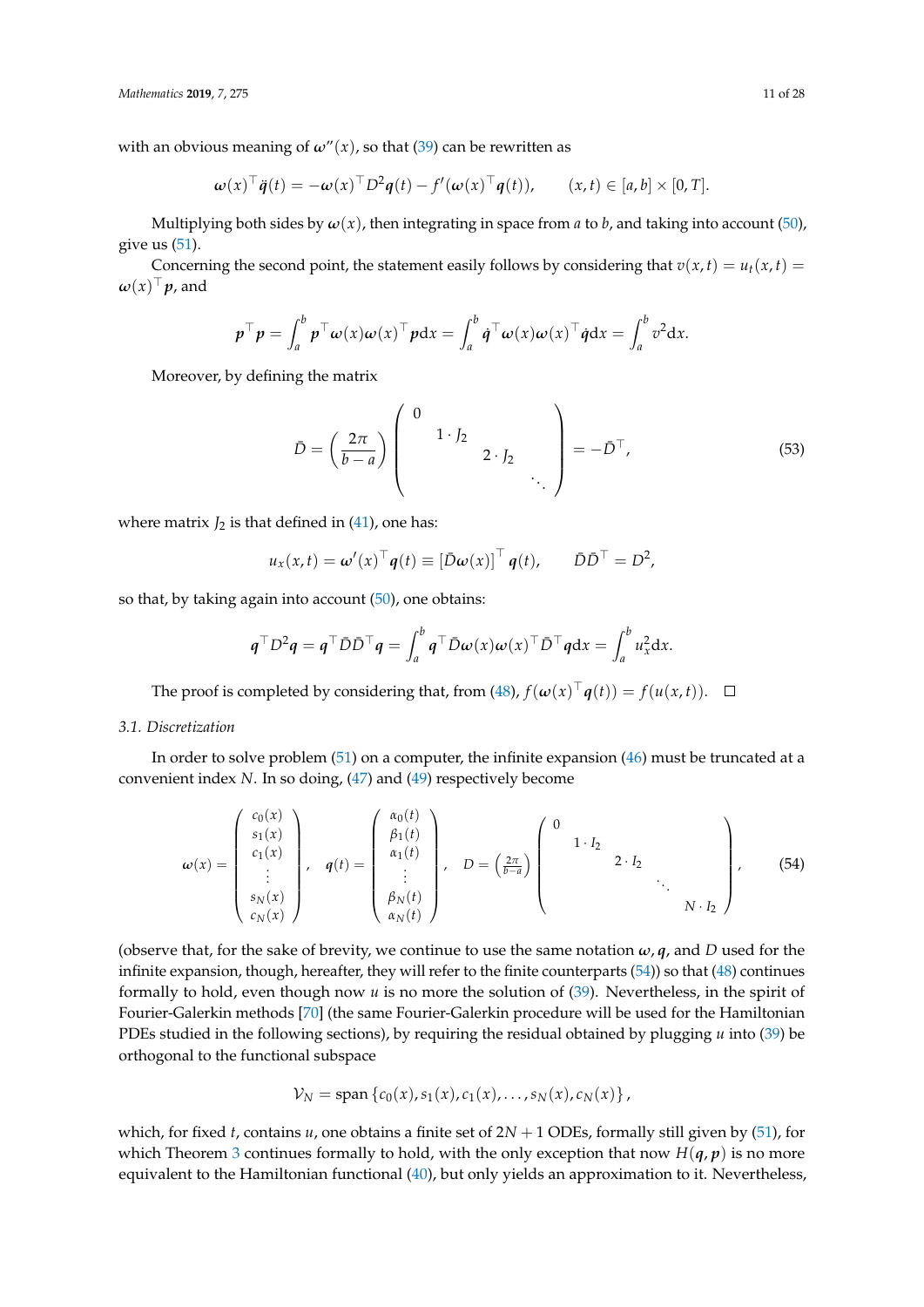with an obvious meaning of $\boldsymbol{\omega}''(x)$, so that (39) can be rewritten as

$$\boldsymbol{\omega}(x)^\top \ddot{\boldsymbol{q}}(t) = -\boldsymbol{\omega}(x)^\top D^2 \boldsymbol{q}(t) - f'(\boldsymbol{\omega}(x)^\top \boldsymbol{q}(t)), \qquad (x,t) \in [a,b] \times [0,T].$$

Multiplying both sides by $\boldsymbol{\omega}(x)$, then integrating in space from $a$ to $b$, and taking into account (50), give us (51).

Concerning the second point, the statement easily follows by considering that $v(x,t) = u_t(x,t) = \boldsymbol{\omega}(x)^\top \boldsymbol{p}$, and

$$\boldsymbol{p}^\top \boldsymbol{p} = \int_a^b \boldsymbol{p}^\top \boldsymbol{\omega}(x)\boldsymbol{\omega}(x)^\top \boldsymbol{p} \mathrm{d}x = \int_a^b \dot{\boldsymbol{q}}^\top \boldsymbol{\omega}(x)\boldsymbol{\omega}(x)^\top \dot{\boldsymbol{q}} \mathrm{d}x = \int_a^b v^2 \mathrm{d}x.$$

Moreover, by defining the matrix

$$\bar{D} = \left(\frac{2\pi}{b-a}\right) \begin{pmatrix} 0 & & & \\ & 1 \cdot J_2 & & \\ & & 2 \cdot J_2 & \\ & & & \ddots \end{pmatrix} = -\bar{D}^\top, \tag{53}$$

where matrix $J_2$ is that defined in (41), one has:

$$u_x(x,t) = \boldsymbol{\omega}'(x)^\top \boldsymbol{q}(t) \equiv \left[\bar{D}\boldsymbol{\omega}(x)\right]^\top \boldsymbol{q}(t), \qquad \bar{D}\bar{D}^\top = D^2,$$

so that, by taking again into account (50), one obtains:

$$\boldsymbol{q}^\top D^2 \boldsymbol{q} = \boldsymbol{q}^\top \bar{D}\bar{D}^\top \boldsymbol{q} = \int_a^b \boldsymbol{q}^\top \bar{D}\boldsymbol{\omega}(x)\boldsymbol{\omega}(x)^\top \bar{D}^\top \boldsymbol{q} \mathrm{d}x = \int_a^b u_x^2 \mathrm{d}x.$$

The proof is completed by considering that, from (48), $f(\boldsymbol{\omega}(x)^\top \boldsymbol{q}(t)) = f(u(x,t))$. $\square$

### 3.1. Discretization

In order to solve problem (51) on a computer, the infinite expansion (46) must be truncated at a convenient index $N$. In so doing, (47) and (49) respectively become

$$\boldsymbol{\omega}(x) = \begin{pmatrix} c_0(x) \\ s_1(x) \\ c_1(x) \\ \vdots \\ s_N(x) \\ c_N(x) \end{pmatrix}, \quad \boldsymbol{q}(t) = \begin{pmatrix} \alpha_0(t) \\ \beta_1(t) \\ \alpha_1(t) \\ \vdots \\ \beta_N(t) \\ \alpha_N(t) \end{pmatrix}, \quad D = \left(\tfrac{2\pi}{b-a}\right) \begin{pmatrix} 0 & & & & \\ & 1 \cdot I_2 & & & \\ & & 2 \cdot I_2 & & \\ & & & \ddots & \\ & & & & N \cdot I_2 \end{pmatrix}, \tag{54}$$

(observe that, for the sake of brevity, we continue to use the same notation $\boldsymbol{\omega}, \boldsymbol{q}$, and $D$ used for the infinite expansion, though, hereafter, they will refer to the finite counterparts (54)) so that (48) continues formally to hold, even though now $u$ is no more the solution of (39). Nevertheless, in the spirit of Fourier-Galerkin methods [70] (the same Fourier-Galerkin procedure will be used for the Hamiltonian PDEs studied in the following sections), by requiring the residual obtained by plugging $u$ into (39) be orthogonal to the functional subspace

$$\mathcal{V}_N = \text{span}\left\{c_0(x), s_1(x), c_1(x), \ldots, s_N(x), c_N(x)\right\},$$

which, for fixed $t$, contains $u$, one obtains a finite set of $2N+1$ ODEs, formally still given by (51), for which Theorem 3 continues formally to hold, with the only exception that now $H(\boldsymbol{q}, \boldsymbol{p})$ is no more equivalent to the Hamiltonian functional (40), but only yields an approximation to it. Nevertheless,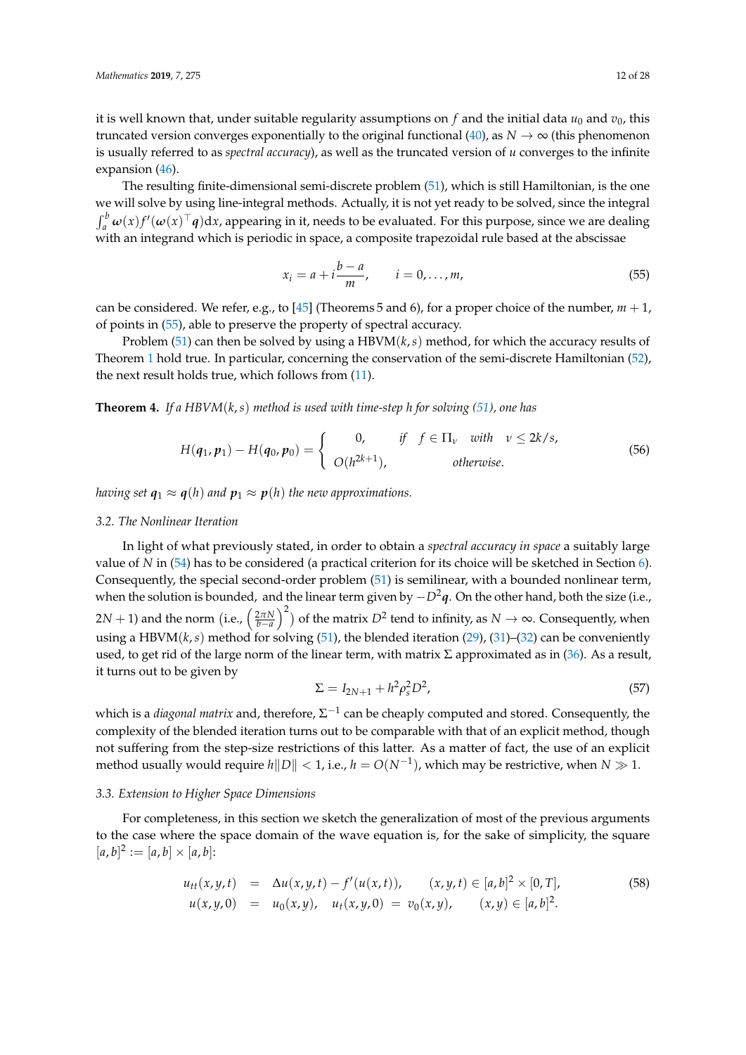it is well known that, under suitable regularity assumptions on $f$ and the initial data $u_0$ and $v_0$, this truncated version converges exponentially to the original functional (40), as $N \to \infty$ (this phenomenon is usually referred to as *spectral accuracy*), as well as the truncated version of $u$ converges to the infinite expansion (46).

The resulting finite-dimensional semi-discrete problem (51), which is still Hamiltonian, is the one we will solve by using line-integral methods. Actually, it is not yet ready to be solved, since the integral $\int_a^b \boldsymbol{\omega}(x) f'(\boldsymbol{\omega}(x)^\top \boldsymbol{q})\mathrm{d}x$, appearing in it, needs to be evaluated. For this purpose, since we are dealing with an integrand which is periodic in space, a composite trapezoidal rule based at the abscissae

$$x_i = a + i\frac{b-a}{m}, \qquad i = 0, \ldots, m, \tag{55}$$

can be considered. We refer, e.g., to [45] (Theorems 5 and 6), for a proper choice of the number, $m+1$, of points in (55), able to preserve the property of spectral accuracy.

Problem (51) can then be solved by using a HBVM$(k,s)$ method, for which the accuracy results of Theorem 1 hold true. In particular, concerning the conservation of the semi-discrete Hamiltonian (52), the next result holds true, which follows from (11).

**Theorem 4.** *If a HBVM$(k,s)$ method is used with time-step $h$ for solving (51), one has*

$$H(\boldsymbol{q}_1, \boldsymbol{p}_1) - H(\boldsymbol{q}_0, \boldsymbol{p}_0) = \left\{ \begin{array}{cl} 0, & \text{if} \quad f \in \Pi_\nu \quad \text{with} \quad \nu \le 2k/s, \\ O(h^{2k+1}), & \text{otherwise.} \end{array} \right. \tag{56}$$

*having set $\boldsymbol{q}_1 \approx \boldsymbol{q}(h)$ and $\boldsymbol{p}_1 \approx \boldsymbol{p}(h)$ the new approximations.*

### 3.2. The Nonlinear Iteration

In light of what previously stated, in order to obtain a *spectral accuracy in space* a suitably large value of $N$ in (54) has to be considered (a practical criterion for its choice will be sketched in Section 6). Consequently, the special second-order problem (51) is semilinear, with a bounded nonlinear term, when the solution is bounded, and the linear term given by $-D^2\boldsymbol{q}$. On the other hand, both the size (i.e., $2N+1$) and the norm (i.e., $\left(\frac{2\pi N}{b-a}\right)^2$) of the matrix $D^2$ tend to infinity, as $N \to \infty$. Consequently, when using a HBVM$(k,s)$ method for solving (51), the blended iteration (29), (31)–(32) can be conveniently used, to get rid of the large norm of the linear term, with matrix $\Sigma$ approximated as in (36). As a result, it turns out to be given by

$$\Sigma = I_{2N+1} + h^2\rho_s^2 D^2, \tag{57}$$

which is a *diagonal matrix* and, therefore, $\Sigma^{-1}$ can be cheaply computed and stored. Consequently, the complexity of the blended iteration turns out to be comparable with that of an explicit method, though not suffering from the step-size restrictions of this latter. As a matter of fact, the use of an explicit method usually would require $h\|D\| < 1$, i.e., $h = O(N^{-1})$, which may be restrictive, when $N \gg 1$.

### 3.3. Extension to Higher Space Dimensions

For completeness, in this section we sketch the generalization of most of the previous arguments to the case where the space domain of the wave equation is, for the sake of simplicity, the square $[a,b]^2 := [a,b] \times [a,b]$:

$$\begin{array}{rcll} u_{tt}(x,y,t) &=& \Delta u(x,y,t) - f'(u(x,t)), & (x,y,t) \in [a,b]^2 \times [0,T], \\ u(x,y,0) &=& u_0(x,y), \quad u_t(x,y,0) \ = \ v_0(x,y), & (x,y) \in [a,b]^2. \end{array} \tag{58}$$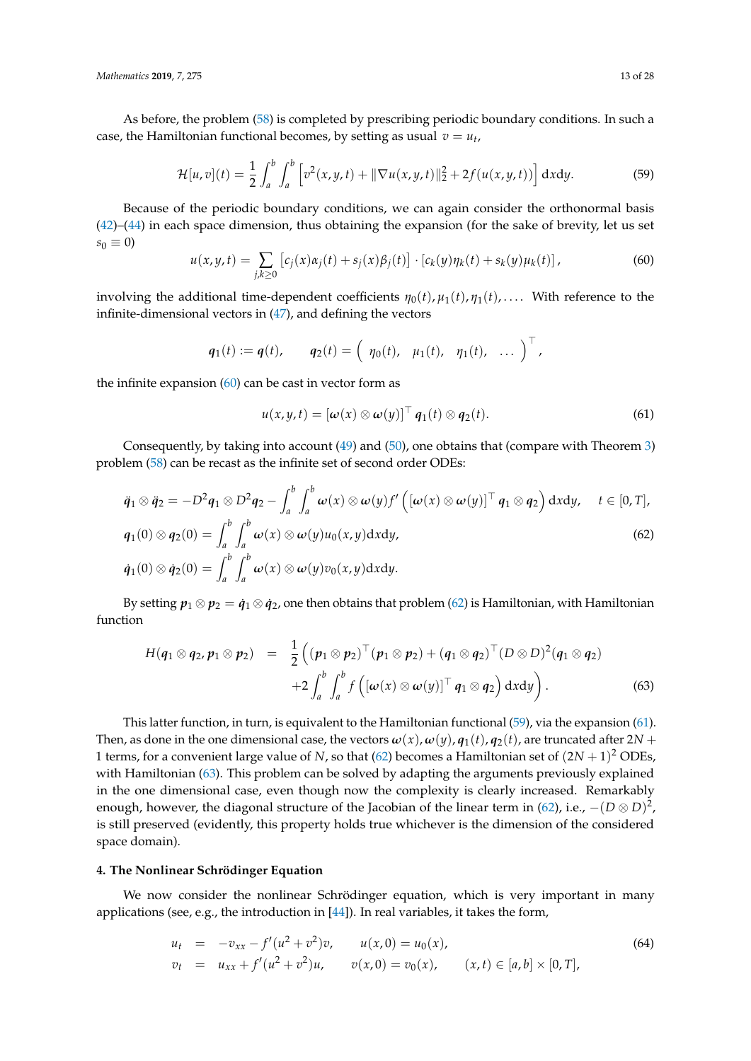As before, the problem (58) is completed by prescribing periodic boundary conditions. In such a case, the Hamiltonian functional becomes, by setting as usual $v = u_t$,

$$\mathcal{H}[u,v](t) = \frac{1}{2}\int_a^b \int_a^b \left[ v^2(x,y,t) + \|\nabla u(x,y,t)\|_2^2 + 2f(u(x,y,t)) \right] \mathrm{d}x\mathrm{d}y. \tag{59}$$

Because of the periodic boundary conditions, we can again consider the orthonormal basis (42)–(44) in each space dimension, thus obtaining the expansion (for the sake of brevity, let us set $s_0 \equiv 0$)

$$u(x,y,t) = \sum_{j,k\geq 0} \left[ c_j(x)\alpha_j(t) + s_j(x)\beta_j(t) \right] \cdot \left[ c_k(y)\eta_k(t) + s_k(y)\mu_k(t) \right], \tag{60}$$

involving the additional time-dependent coefficients $\eta_0(t), \mu_1(t), \eta_1(t), \ldots$. With reference to the infinite-dimensional vectors in (47), and defining the vectors

$$\boldsymbol{q}_1(t) := \boldsymbol{q}(t), \qquad \boldsymbol{q}_2(t) = \begin{pmatrix} \eta_0(t), & \mu_1(t), & \eta_1(t), & \ldots \end{pmatrix}^\top,$$

the infinite expansion (60) can be cast in vector form as

$$u(x,y,t) = \left[ \boldsymbol{\omega}(x) \otimes \boldsymbol{\omega}(y) \right]^\top \boldsymbol{q}_1(t) \otimes \boldsymbol{q}_2(t). \tag{61}$$

Consequently, by taking into account (49) and (50), one obtains that (compare with Theorem 3) problem (58) can be recast as the infinite set of second order ODEs:

$$\begin{aligned}
\ddot{\boldsymbol{q}}_1 \otimes \ddot{\boldsymbol{q}}_2 &= -D^2 \boldsymbol{q}_1 \otimes D^2 \boldsymbol{q}_2 - \int_a^b \int_a^b \boldsymbol{\omega}(x) \otimes \boldsymbol{\omega}(y) f'\left( \left[ \boldsymbol{\omega}(x) \otimes \boldsymbol{\omega}(y) \right]^\top \boldsymbol{q}_1 \otimes \boldsymbol{q}_2 \right) \mathrm{d}x\mathrm{d}y, \qquad t \in [0,T], \\
\boldsymbol{q}_1(0) \otimes \boldsymbol{q}_2(0) &= \int_a^b \int_a^b \boldsymbol{\omega}(x) \otimes \boldsymbol{\omega}(y) u_0(x,y) \mathrm{d}x\mathrm{d}y, \\
\dot{\boldsymbol{q}}_1(0) \otimes \dot{\boldsymbol{q}}_2(0) &= \int_a^b \int_a^b \boldsymbol{\omega}(x) \otimes \boldsymbol{\omega}(y) v_0(x,y) \mathrm{d}x\mathrm{d}y.
\end{aligned} \tag{62}$$

By setting $\boldsymbol{p}_1 \otimes \boldsymbol{p}_2 = \dot{\boldsymbol{q}}_1 \otimes \dot{\boldsymbol{q}}_2$, one then obtains that problem (62) is Hamiltonian, with Hamiltonian function

$$\begin{aligned}
H(\boldsymbol{q}_1 \otimes \boldsymbol{q}_2, \boldsymbol{p}_1 \otimes \boldsymbol{p}_2) \;=\; & \frac{1}{2}\Big( (\boldsymbol{p}_1 \otimes \boldsymbol{p}_2)^\top (\boldsymbol{p}_1 \otimes \boldsymbol{p}_2) + (\boldsymbol{q}_1 \otimes \boldsymbol{q}_2)^\top (D \otimes D)^2 (\boldsymbol{q}_1 \otimes \boldsymbol{q}_2) \\
& + 2\int_a^b \int_a^b f\left( \left[ \boldsymbol{\omega}(x) \otimes \boldsymbol{\omega}(y) \right]^\top \boldsymbol{q}_1 \otimes \boldsymbol{q}_2 \right) \mathrm{d}x\mathrm{d}y \Big).
\end{aligned} \tag{63}$$

This latter function, in turn, is equivalent to the Hamiltonian functional (59), via the expansion (61). Then, as done in the one dimensional case, the vectors $\boldsymbol{\omega}(x), \boldsymbol{\omega}(y), \boldsymbol{q}_1(t), \boldsymbol{q}_2(t)$, are truncated after $2N + 1$ terms, for a convenient large value of $N$, so that (62) becomes a Hamiltonian set of $(2N+1)^2$ ODEs, with Hamiltonian (63). This problem can be solved by adapting the arguments previously explained in the one dimensional case, even though now the complexity is clearly increased. Remarkably enough, however, the diagonal structure of the Jacobian of the linear term in (62), i.e., $-(D \otimes D)^2$, is still preserved (evidently, this property holds true whichever is the dimension of the considered space domain).

## 4. The Nonlinear Schrödinger Equation

We now consider the nonlinear Schrödinger equation, which is very important in many applications (see, e.g., the introduction in [44]). In real variables, it takes the form,

$$\begin{aligned}
u_t &= -v_{xx} - f'(u^2 + v^2)v, \qquad u(x,0) = u_0(x), \\
v_t &= u_{xx} + f'(u^2 + v^2)u, \qquad v(x,0) = v_0(x), \qquad (x,t) \in [a,b] \times [0,T],
\end{aligned} \tag{64}$$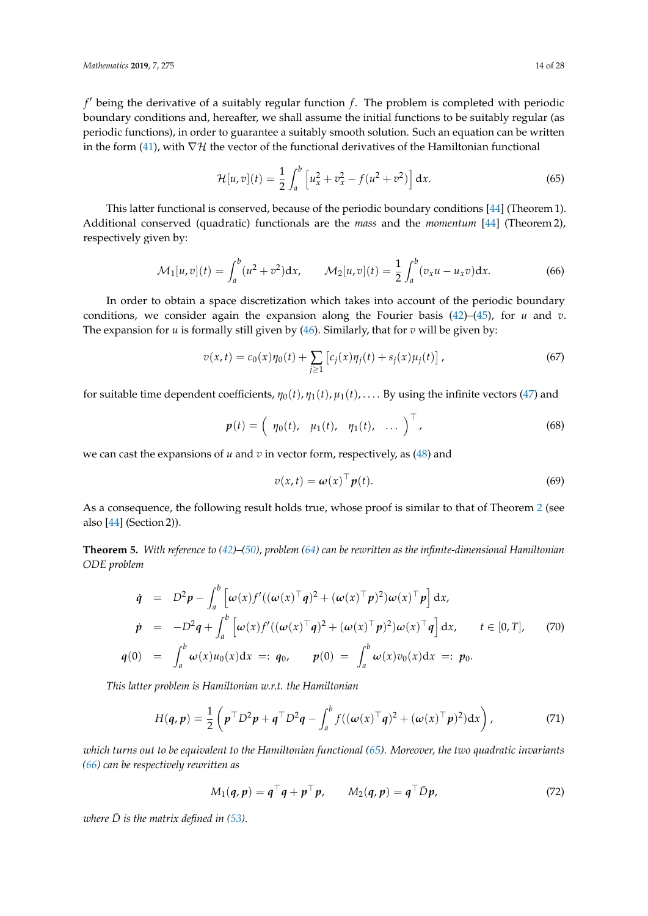$f'$ being the derivative of a suitably regular function $f$. The problem is completed with periodic boundary conditions and, hereafter, we shall assume the initial functions to be suitably regular (as periodic functions), in order to guarantee a suitably smooth solution. Such an equation can be written in the form (41), with $\nabla\mathcal{H}$ the vector of the functional derivatives of the Hamiltonian functional

$$\mathcal{H}[u,v](t) = \frac{1}{2}\int_a^b \left[u_x^2 + v_x^2 - f(u^2+v^2)\right]\mathrm{d}x. \tag{65}$$

This latter functional is conserved, because of the periodic boundary conditions [44] (Theorem 1). Additional conserved (quadratic) functionals are the *mass* and the *momentum* [44] (Theorem 2), respectively given by:

$$\mathcal{M}_1[u,v](t) = \int_a^b (u^2+v^2)\mathrm{d}x, \qquad \mathcal{M}_2[u,v](t) = \frac{1}{2}\int_a^b (v_x u - u_x v)\mathrm{d}x. \tag{66}$$

In order to obtain a space discretization which takes into account of the periodic boundary conditions, we consider again the expansion along the Fourier basis (42)–(45), for $u$ and $v$. The expansion for $u$ is formally still given by (46). Similarly, that for $v$ will be given by:

$$v(x,t) = c_0(x)\eta_0(t) + \sum_{j\ge 1}\left[c_j(x)\eta_j(t) + s_j(x)\mu_j(t)\right], \tag{67}$$

for suitable time dependent coefficients, $\eta_0(t), \eta_1(t), \mu_1(t), \ldots$. By using the infinite vectors (47) and

$$\boldsymbol{p}(t) = \left(\begin{array}{cccc} \eta_0(t), & \mu_1(t), & \eta_1(t), & \ldots \end{array}\right)^\top, \tag{68}$$

we can cast the expansions of $u$ and $v$ in vector form, respectively, as (48) and

$$v(x,t) = \boldsymbol{\omega}(x)^\top \boldsymbol{p}(t). \tag{69}$$

As a consequence, the following result holds true, whose proof is similar to that of Theorem 2 (see also [44] (Section 2)).

**Theorem 5.** *With reference to (42)–(50), problem (64) can be rewritten as the infinite-dimensional Hamiltonian ODE problem*

$$\begin{aligned}
\dot{\boldsymbol{q}} &= D^2\boldsymbol{p} - \int_a^b \left[\boldsymbol{\omega}(x) f'((\boldsymbol{\omega}(x)^\top\boldsymbol{q})^2 + (\boldsymbol{\omega}(x)^\top\boldsymbol{p})^2)\boldsymbol{\omega}(x)^\top\boldsymbol{p}\right]\mathrm{d}x,\\
\dot{\boldsymbol{p}} &= -D^2\boldsymbol{q} + \int_a^b \left[\boldsymbol{\omega}(x) f'((\boldsymbol{\omega}(x)^\top\boldsymbol{q})^2 + (\boldsymbol{\omega}(x)^\top\boldsymbol{p})^2)\boldsymbol{\omega}(x)^\top\boldsymbol{q}\right]\mathrm{d}x, \qquad t\in[0,T],\\
\boldsymbol{q}(0) &= \int_a^b \boldsymbol{\omega}(x)u_0(x)\mathrm{d}x \;=:\; \boldsymbol{q}_0, \qquad \boldsymbol{p}(0) \;=\; \int_a^b \boldsymbol{\omega}(x)v_0(x)\mathrm{d}x \;=:\; \boldsymbol{p}_0.
\end{aligned} \tag{70}$$

*This latter problem is Hamiltonian w.r.t. the Hamiltonian*

$$H(\boldsymbol{q},\boldsymbol{p}) = \frac{1}{2}\left(\boldsymbol{p}^\top D^2\boldsymbol{p} + \boldsymbol{q}^\top D^2\boldsymbol{q} - \int_a^b f((\boldsymbol{\omega}(x)^\top\boldsymbol{q})^2 + (\boldsymbol{\omega}(x)^\top\boldsymbol{p})^2)\mathrm{d}x\right), \tag{71}$$

*which turns out to be equivalent to the Hamiltonian functional (65). Moreover, the two quadratic invariants (66) can be respectively rewritten as*

$$M_1(\boldsymbol{q},\boldsymbol{p}) = \boldsymbol{q}^\top\boldsymbol{q} + \boldsymbol{p}^\top\boldsymbol{p}, \qquad M_2(\boldsymbol{q},\boldsymbol{p}) = \boldsymbol{q}^\top\bar{D}\boldsymbol{p}, \tag{72}$$

*where $\bar{D}$ is the matrix defined in (53).*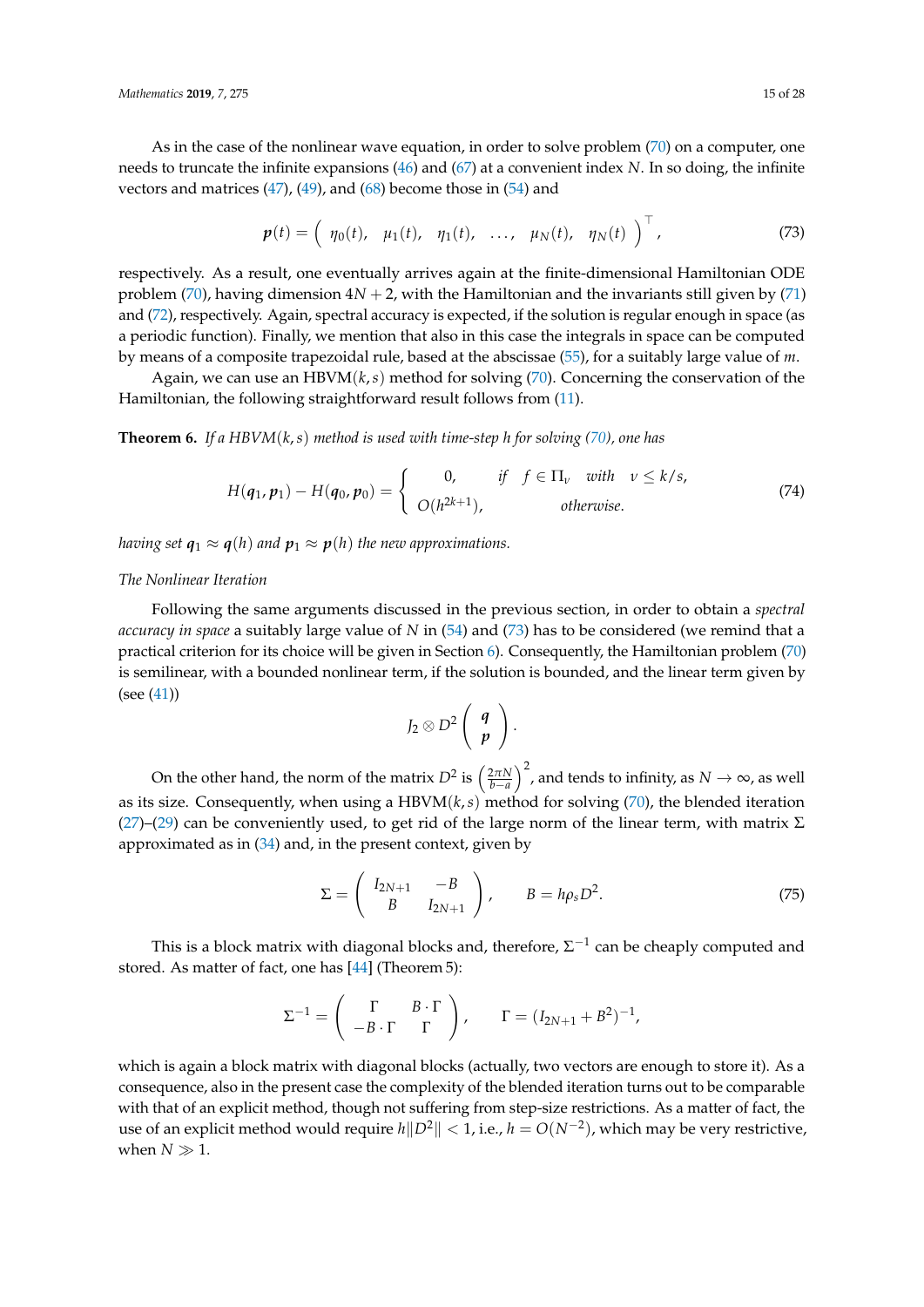As in the case of the nonlinear wave equation, in order to solve problem (70) on a computer, one needs to truncate the infinite expansions (46) and (67) at a convenient index $N$. In so doing, the infinite vectors and matrices (47), (49), and (68) become those in (54) and

$$\boldsymbol{p}(t) = \left( \begin{array}{cccccc} \eta_0(t), & \mu_1(t), & \eta_1(t), & \ldots, & \mu_N(t), & \eta_N(t) \end{array} \right)^\top, \tag{73}$$

respectively. As a result, one eventually arrives again at the finite-dimensional Hamiltonian ODE problem (70), having dimension $4N+2$, with the Hamiltonian and the invariants still given by (71) and (72), respectively. Again, spectral accuracy is expected, if the solution is regular enough in space (as a periodic function). Finally, we mention that also in this case the integrals in space can be computed by means of a composite trapezoidal rule, based at the abscissae (55), for a suitably large value of $m$.

Again, we can use an HBVM$(k,s)$ method for solving (70). Concerning the conservation of the Hamiltonian, the following straightforward result follows from (11).

**Theorem 6.** *If a HBVM$(k,s)$ method is used with time-step $h$ for solving (70), one has*

$$H(\boldsymbol{q}_1, \boldsymbol{p}_1) - H(\boldsymbol{q}_0, \boldsymbol{p}_0) = \left\{ \begin{array}{cl} 0, & \text{if} \quad f \in \Pi_\nu \quad \text{with} \quad \nu \le k/s, \\ O(h^{2k+1}), & \text{otherwise}. \end{array} \right. \tag{74}$$

*having set $\boldsymbol{q}_1 \approx \boldsymbol{q}(h)$ and $\boldsymbol{p}_1 \approx \boldsymbol{p}(h)$ the new approximations.*

*The Nonlinear Iteration*

Following the same arguments discussed in the previous section, in order to obtain a *spectral accuracy in space* a suitably large value of $N$ in (54) and (73) has to be considered (we remind that a practical criterion for its choice will be given in Section 6). Consequently, the Hamiltonian problem (70) is semilinear, with a bounded nonlinear term, if the solution is bounded, and the linear term given by (see (41))

$$J_2 \otimes D^2 \left( \begin{array}{c} \boldsymbol{q} \\ \boldsymbol{p} \end{array} \right).$$

On the other hand, the norm of the matrix $D^2$ is $\left(\frac{2\pi N}{b-a}\right)^2$, and tends to infinity, as $N \to \infty$, as well as its size. Consequently, when using a HBVM$(k,s)$ method for solving (70), the blended iteration (27)–(29) can be conveniently used, to get rid of the large norm of the linear term, with matrix $\Sigma$ approximated as in (34) and, in the present context, given by

$$\Sigma = \left( \begin{array}{cc} I_{2N+1} & -B \\ B & I_{2N+1} \end{array} \right), \qquad B = h\rho_s D^2. \tag{75}$$

This is a block matrix with diagonal blocks and, therefore, $\Sigma^{-1}$ can be cheaply computed and stored. As matter of fact, one has [44] (Theorem 5):

$$\Sigma^{-1} = \left( \begin{array}{cc} \Gamma & B \cdot \Gamma \\ -B \cdot \Gamma & \Gamma \end{array} \right), \qquad \Gamma = (I_{2N+1} + B^2)^{-1},$$

which is again a block matrix with diagonal blocks (actually, two vectors are enough to store it). As a consequence, also in the present case the complexity of the blended iteration turns out to be comparable with that of an explicit method, though not suffering from step-size restrictions. As a matter of fact, the use of an explicit method would require $h\|D^2\| < 1$, i.e., $h = O(N^{-2})$, which may be very restrictive, when $N \gg 1$.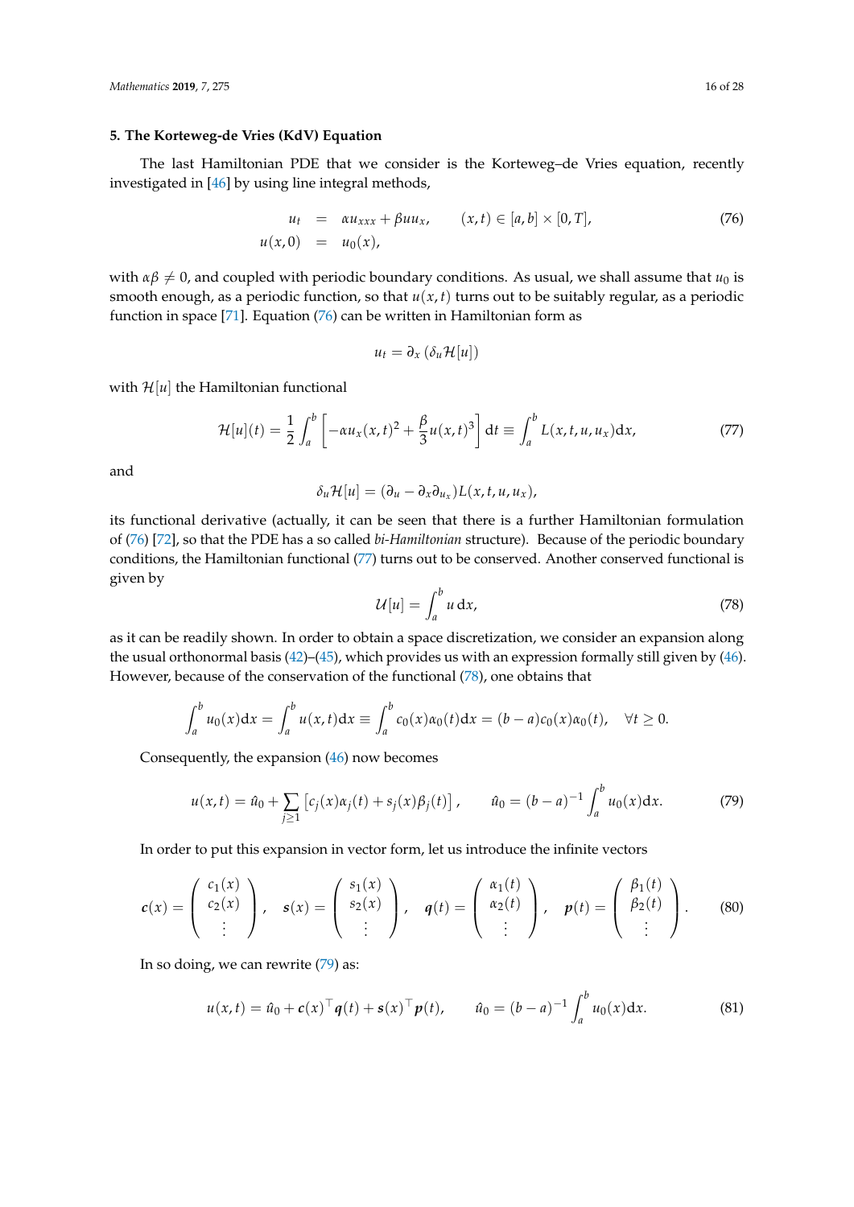## 5. The Korteweg-de Vries (KdV) Equation

The last Hamiltonian PDE that we consider is the Korteweg–de Vries equation, recently investigated in [46] by using line integral methods,

$$
\begin{aligned}
u_t &= \alpha u_{xxx} + \beta u u_x, \qquad (x,t) \in [a,b] \times [0,T], \\
u(x,0) &= u_0(x),
\end{aligned} \tag{76}
$$

with $\alpha\beta \neq 0$, and coupled with periodic boundary conditions. As usual, we shall assume that $u_0$ is smooth enough, as a periodic function, so that $u(x,t)$ turns out to be suitably regular, as a periodic function in space [71]. Equation (76) can be written in Hamiltonian form as

$$
u_t = \partial_x \left( \delta_u \mathcal{H}[u] \right)
$$

with $\mathcal{H}[u]$ the Hamiltonian functional

$$
\mathcal{H}[u](t) = \frac{1}{2} \int_a^b \left[ -\alpha u_x(x,t)^2 + \frac{\beta}{3} u(x,t)^3 \right] \mathrm{d}t \equiv \int_a^b L(x,t,u,u_x) \mathrm{d}x, \tag{77}
$$

and

$$
\delta_u \mathcal{H}[u] = (\partial_u - \partial_x \partial_{u_x}) L(x,t,u,u_x),
$$

its functional derivative (actually, it can be seen that there is a further Hamiltonian formulation of (76) [72], so that the PDE has a so called *bi-Hamiltonian* structure). Because of the periodic boundary conditions, the Hamiltonian functional (77) turns out to be conserved. Another conserved functional is given by

$$
\mathcal{U}[u] = \int_a^b u \, \mathrm{d}x, \tag{78}
$$

as it can be readily shown. In order to obtain a space discretization, we consider an expansion along the usual orthonormal basis (42)–(45), which provides us with an expression formally still given by (46). However, because of the conservation of the functional (78), one obtains that

$$
\int_a^b u_0(x) \mathrm{d}x = \int_a^b u(x,t) \mathrm{d}x \equiv \int_a^b c_0(x) \alpha_0(t) \mathrm{d}x = (b-a) c_0(x) \alpha_0(t), \quad \forall t \geq 0.
$$

Consequently, the expansion (46) now becomes

$$
u(x,t) = \hat{u}_0 + \sum_{j \geq 1} \left[ c_j(x) \alpha_j(t) + s_j(x) \beta_j(t) \right], \qquad \hat{u}_0 = (b-a)^{-1} \int_a^b u_0(x) \mathrm{d}x. \tag{79}
$$

In order to put this expansion in vector form, let us introduce the infinite vectors

$$
\boldsymbol{c}(x) = \begin{pmatrix} c_1(x) \\ c_2(x) \\ \vdots \end{pmatrix}, \quad \boldsymbol{s}(x) = \begin{pmatrix} s_1(x) \\ s_2(x) \\ \vdots \end{pmatrix}, \quad \boldsymbol{q}(t) = \begin{pmatrix} \alpha_1(t) \\ \alpha_2(t) \\ \vdots \end{pmatrix}, \quad \boldsymbol{p}(t) = \begin{pmatrix} \beta_1(t) \\ \beta_2(t) \\ \vdots \end{pmatrix}. \tag{80}
$$

In so doing, we can rewrite (79) as:

$$
u(x,t) = \hat{u}_0 + \boldsymbol{c}(x)^\top \boldsymbol{q}(t) + \boldsymbol{s}(x)^\top \boldsymbol{p}(t), \qquad \hat{u}_0 = (b-a)^{-1} \int_a^b u_0(x) \mathrm{d}x. \tag{81}
$$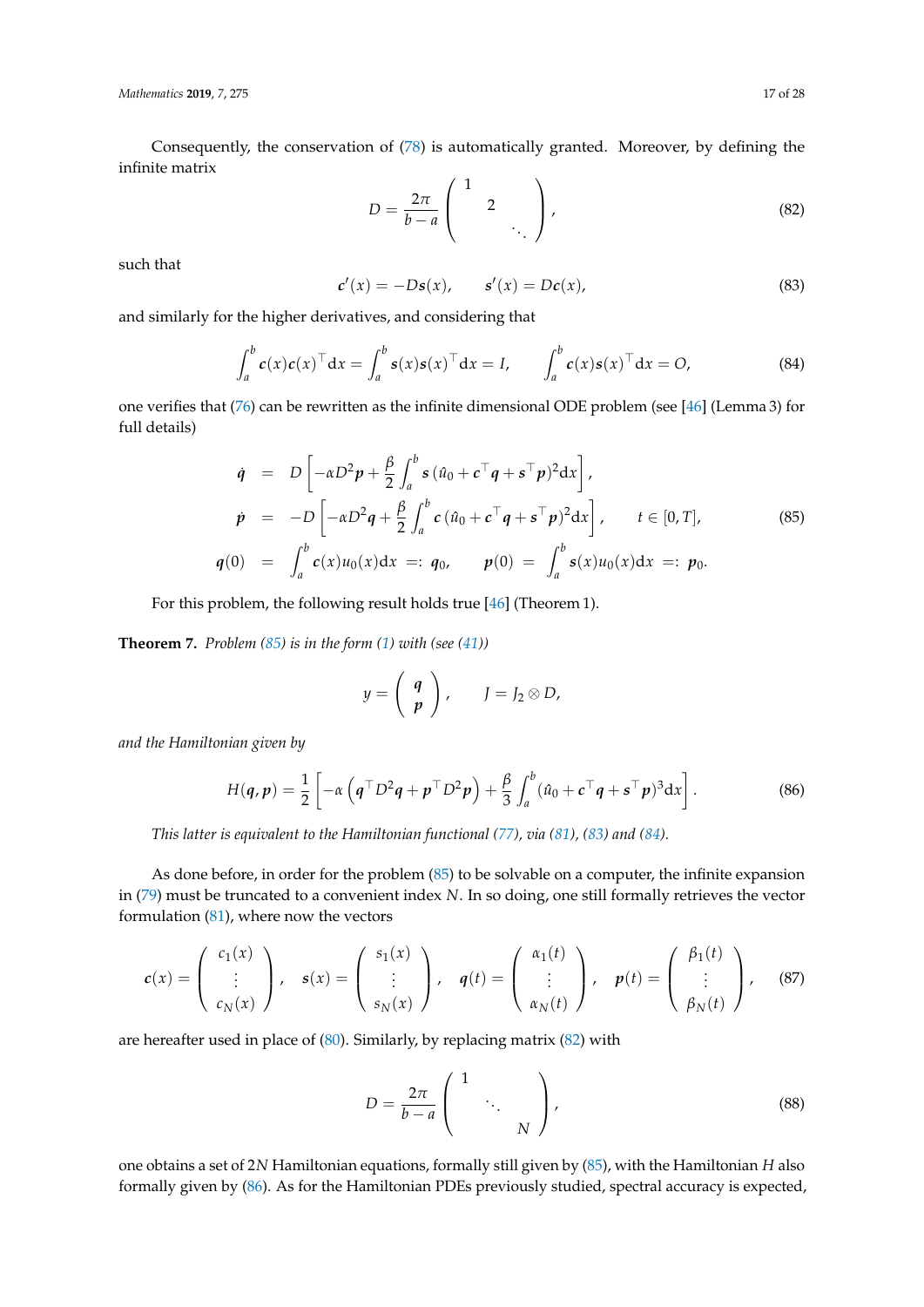Consequently, the conservation of (78) is automatically granted. Moreover, by defining the infinite matrix

$$D = \frac{2\pi}{b-a} \begin{pmatrix} 1 & & \\ & 2 & \\ & & \ddots \end{pmatrix}, \tag{82}$$

such that

$$\boldsymbol{c}'(x) = -D\boldsymbol{s}(x), \qquad \boldsymbol{s}'(x) = D\boldsymbol{c}(x), \tag{83}$$

and similarly for the higher derivatives, and considering that

$$\int_a^b \boldsymbol{c}(x)\boldsymbol{c}(x)^\top \mathrm{d}x = \int_a^b \boldsymbol{s}(x)\boldsymbol{s}(x)^\top \mathrm{d}x = I, \qquad \int_a^b \boldsymbol{c}(x)\boldsymbol{s}(x)^\top \mathrm{d}x = O, \tag{84}$$

one verifies that (76) can be rewritten as the infinite dimensional ODE problem (see [46] (Lemma 3) for full details)

$$\begin{aligned}
\dot{\boldsymbol{q}} &= D\left[-\alpha D^2 \boldsymbol{p} + \frac{\beta}{2}\int_a^b \boldsymbol{s}\,(\hat{u}_0 + \boldsymbol{c}^\top \boldsymbol{q} + \boldsymbol{s}^\top \boldsymbol{p})^2 \mathrm{d}x\right], \\
\dot{\boldsymbol{p}} &= -D\left[-\alpha D^2 \boldsymbol{q} + \frac{\beta}{2}\int_a^b \boldsymbol{c}\,(\hat{u}_0 + \boldsymbol{c}^\top \boldsymbol{q} + \boldsymbol{s}^\top \boldsymbol{p})^2 \mathrm{d}x\right], \qquad t \in [0, T], \\
\boldsymbol{q}(0) &= \int_a^b \boldsymbol{c}(x) u_0(x)\mathrm{d}x =: \boldsymbol{q}_0, \qquad \boldsymbol{p}(0) = \int_a^b \boldsymbol{s}(x) u_0(x)\mathrm{d}x =: \boldsymbol{p}_0.
\end{aligned} \tag{85}$$

For this problem, the following result holds true [46] (Theorem 1).

**Theorem 7.** *Problem (85) is in the form (1) with (see (41))*

$$y = \begin{pmatrix} \boldsymbol{q} \\ \boldsymbol{p} \end{pmatrix}, \qquad J = J_2 \otimes D,$$

*and the Hamiltonian given by*

$$H(\boldsymbol{q}, \boldsymbol{p}) = \frac{1}{2}\left[-\alpha\left(\boldsymbol{q}^\top D^2 \boldsymbol{q} + \boldsymbol{p}^\top D^2 \boldsymbol{p}\right) + \frac{\beta}{3}\int_a^b (\hat{u}_0 + \boldsymbol{c}^\top \boldsymbol{q} + \boldsymbol{s}^\top \boldsymbol{p})^3 \mathrm{d}x\right]. \tag{86}$$

*This latter is equivalent to the Hamiltonian functional (77), via (81), (83) and (84).*

As done before, in order for the problem (85) to be solvable on a computer, the infinite expansion in (79) must be truncated to a convenient index $N$. In so doing, one still formally retrieves the vector formulation (81), where now the vectors

$$\boldsymbol{c}(x) = \begin{pmatrix} c_1(x) \\ \vdots \\ c_N(x) \end{pmatrix}, \quad \boldsymbol{s}(x) = \begin{pmatrix} s_1(x) \\ \vdots \\ s_N(x) \end{pmatrix}, \quad \boldsymbol{q}(t) = \begin{pmatrix} \alpha_1(t) \\ \vdots \\ \alpha_N(t) \end{pmatrix}, \quad \boldsymbol{p}(t) = \begin{pmatrix} \beta_1(t) \\ \vdots \\ \beta_N(t) \end{pmatrix}, \tag{87}$$

are hereafter used in place of (80). Similarly, by replacing matrix (82) with

$$D = \frac{2\pi}{b-a} \begin{pmatrix} 1 & & \\ & \ddots & \\ & & N \end{pmatrix}, \tag{88}$$

one obtains a set of $2N$ Hamiltonian equations, formally still given by (85), with the Hamiltonian $H$ also formally given by (86). As for the Hamiltonian PDEs previously studied, spectral accuracy is expected,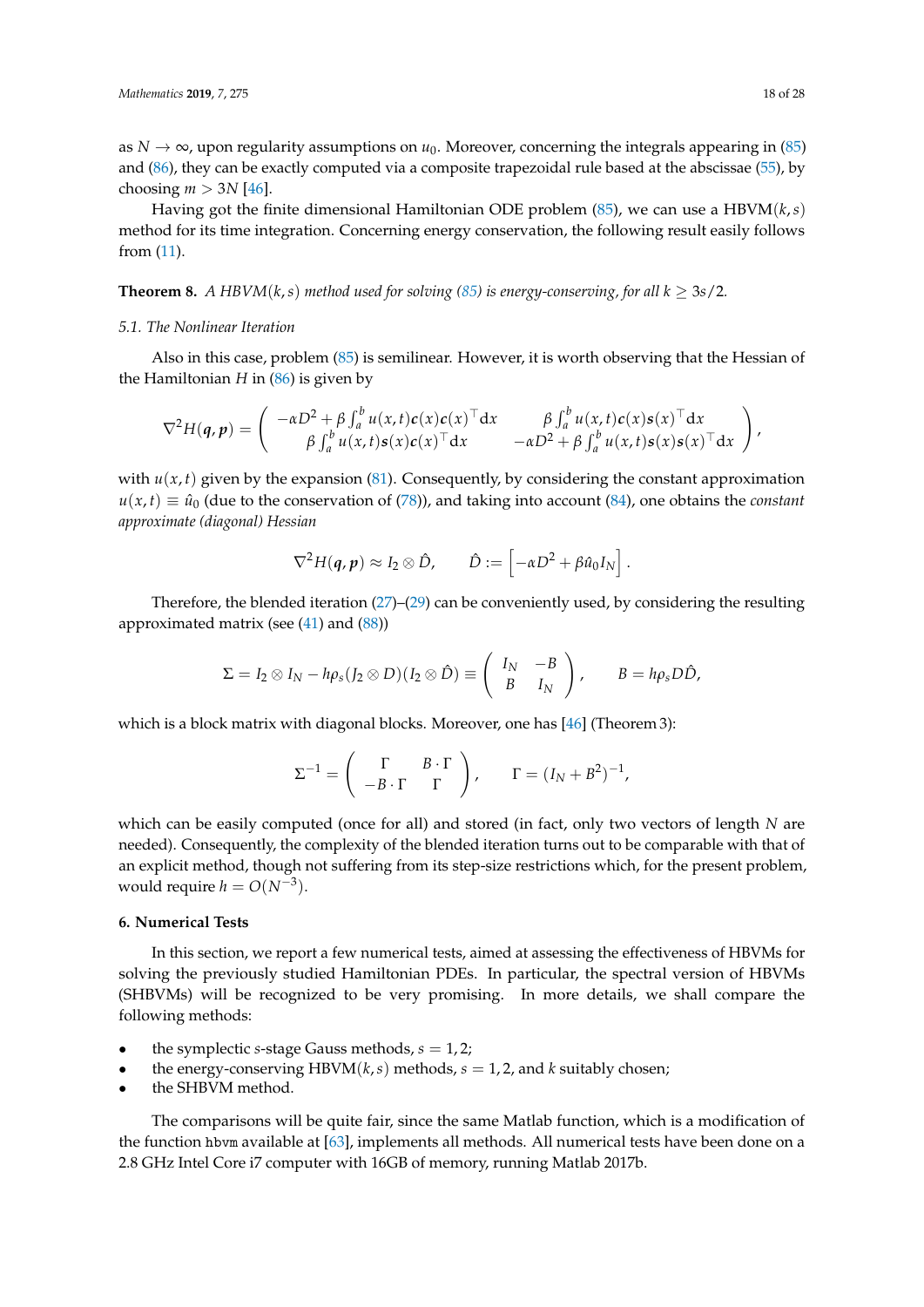as $N \to \infty$, upon regularity assumptions on $u_0$. Moreover, concerning the integrals appearing in (85) and (86), they can be exactly computed via a composite trapezoidal rule based at the abscissae (55), by choosing $m > 3N$ [46].

Having got the finite dimensional Hamiltonian ODE problem (85), we can use a HBVM$(k,s)$ method for its time integration. Concerning energy conservation, the following result easily follows from (11).

**Theorem 8.** *A HBVM$(k,s)$ method used for solving (85) is energy-conserving, for all $k \geq 3s/2$.*

### 5.1. The Nonlinear Iteration

Also in this case, problem (85) is semilinear. However, it is worth observing that the Hessian of the Hamiltonian $H$ in (86) is given by

$$\nabla^2 H(\boldsymbol{q},\boldsymbol{p}) = \begin{pmatrix} -\alpha D^2 + \beta \int_a^b u(x,t)\boldsymbol{c}(x)\boldsymbol{c}(x)^\top \mathrm{d}x & \beta \int_a^b u(x,t)\boldsymbol{c}(x)\boldsymbol{s}(x)^\top \mathrm{d}x \\ \beta \int_a^b u(x,t)\boldsymbol{s}(x)\boldsymbol{c}(x)^\top \mathrm{d}x & -\alpha D^2 + \beta \int_a^b u(x,t)\boldsymbol{s}(x)\boldsymbol{s}(x)^\top \mathrm{d}x \end{pmatrix},$$

with $u(x,t)$ given by the expansion (81). Consequently, by considering the constant approximation $u(x,t) \equiv \hat{u}_0$ (due to the conservation of (78)), and taking into account (84), one obtains the *constant approximate (diagonal) Hessian*

$$\nabla^2 H(\boldsymbol{q},\boldsymbol{p}) \approx I_2 \otimes \hat{D}, \qquad \hat{D} := \left[ -\alpha D^2 + \beta \hat{u}_0 I_N \right].$$

Therefore, the blended iteration (27)–(29) can be conveniently used, by considering the resulting approximated matrix (see (41) and (88))

$$\Sigma = I_2 \otimes I_N - h\rho_s (J_2 \otimes D)(I_2 \otimes \hat{D}) \equiv \begin{pmatrix} I_N & -B \\ B & I_N \end{pmatrix}, \qquad B = h\rho_s D\hat{D},$$

which is a block matrix with diagonal blocks. Moreover, one has [46] (Theorem 3):

$$\Sigma^{-1} = \begin{pmatrix} \Gamma & B \cdot \Gamma \\ -B \cdot \Gamma & \Gamma \end{pmatrix}, \qquad \Gamma = (I_N + B^2)^{-1},$$

which can be easily computed (once for all) and stored (in fact, only two vectors of length $N$ are needed). Consequently, the complexity of the blended iteration turns out to be comparable with that of an explicit method, though not suffering from its step-size restrictions which, for the present problem, would require $h = O(N^{-3})$.

## 6. Numerical Tests

In this section, we report a few numerical tests, aimed at assessing the effectiveness of HBVMs for solving the previously studied Hamiltonian PDEs. In particular, the spectral version of HBVMs (SHBVMs) will be recognized to be very promising. In more details, we shall compare the following methods:

- the symplectic $s$-stage Gauss methods, $s = 1,2$;
- the energy-conserving HBVM$(k,s)$ methods, $s = 1,2$, and $k$ suitably chosen;
- the SHBVM method.

The comparisons will be quite fair, since the same Matlab function, which is a modification of the function `hbvm` available at [63], implements all methods. All numerical tests have been done on a 2.8 GHz Intel Core i7 computer with 16GB of memory, running Matlab 2017b.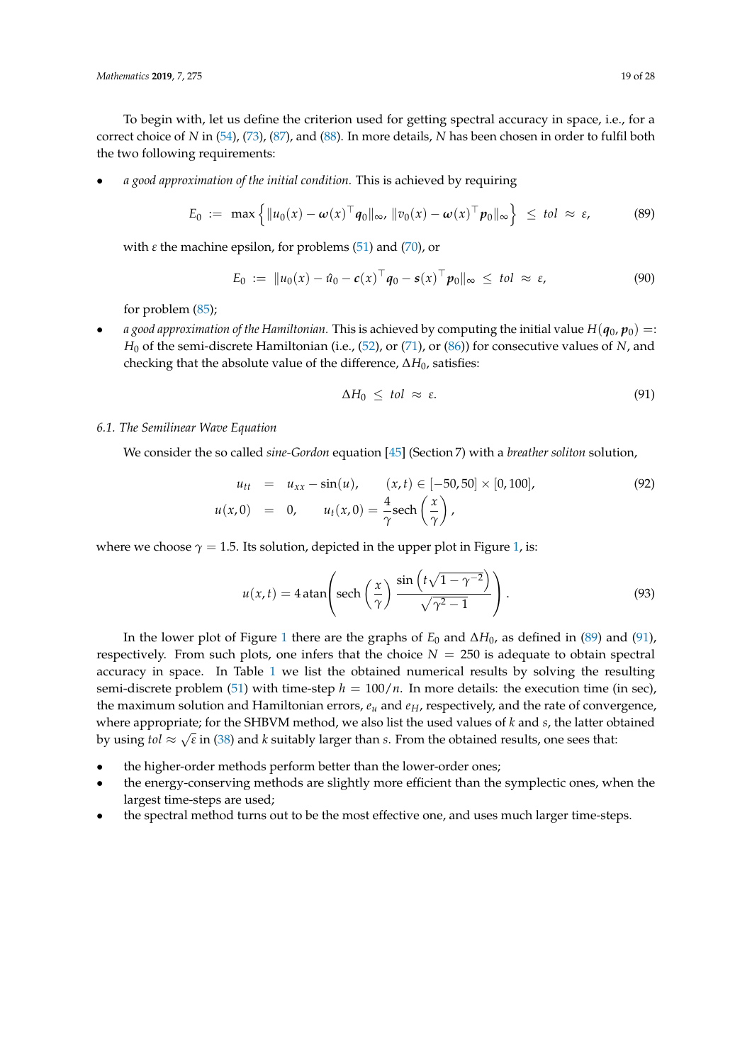To begin with, let us define the criterion used for getting spectral accuracy in space, i.e., for a correct choice of $N$ in (54), (73), (87), and (88). In more details, $N$ has been chosen in order to fulfil both the two following requirements:

- *a good approximation of the initial condition.* This is achieved by requiring

$$E_0 \;:=\; \max\left\{ \|u_0(x) - \boldsymbol{\omega}(x)^\top \boldsymbol{q}_0\|_\infty,\, \|v_0(x) - \boldsymbol{\omega}(x)^\top \boldsymbol{p}_0\|_\infty \right\} \;\le\; tol \;\approx\; \varepsilon, \tag{89}$$

  with $\varepsilon$ the machine epsilon, for problems (51) and (70), or

$$E_0 \;:=\; \|u_0(x) - \hat{u}_0 - \boldsymbol{c}(x)^\top \boldsymbol{q}_0 - \boldsymbol{s}(x)^\top \boldsymbol{p}_0\|_\infty \;\le\; tol \;\approx\; \varepsilon, \tag{90}$$

  for problem (85);

- *a good approximation of the Hamiltonian.* This is achieved by computing the initial value $H(\boldsymbol{q}_0, \boldsymbol{p}_0) =: H_0$ of the semi-discrete Hamiltonian (i.e., (52), or (71), or (86)) for consecutive values of $N$, and checking that the absolute value of the difference, $\Delta H_0$, satisfies:

$$\Delta H_0 \;\le\; tol \;\approx\; \varepsilon. \tag{91}$$

### 6.1. The Semilinear Wave Equation

We consider the so called *sine-Gordon* equation [45] (Section 7) with a *breather soliton* solution,

$$\begin{aligned} u_{tt} &= u_{xx} - \sin(u), \qquad (x,t) \in [-50, 50] \times [0, 100], \\ u(x,0) &= 0, \qquad u_t(x,0) = \frac{4}{\gamma}\mathrm{sech}\left(\frac{x}{\gamma}\right), \end{aligned} \tag{92}$$

where we choose $\gamma = 1.5$. Its solution, depicted in the upper plot in Figure 1, is:

$$u(x,t) = 4\,\mathrm{atan}\left( \mathrm{sech}\left(\frac{x}{\gamma}\right) \frac{\sin\left(t\sqrt{1-\gamma^{-2}}\right)}{\sqrt{\gamma^2 - 1}} \right). \tag{93}$$

In the lower plot of Figure 1 there are the graphs of $E_0$ and $\Delta H_0$, as defined in (89) and (91), respectively. From such plots, one infers that the choice $N = 250$ is adequate to obtain spectral accuracy in space. In Table 1 we list the obtained numerical results by solving the resulting semi-discrete problem (51) with time-step $h = 100/n$. In more details: the execution time (in sec), the maximum solution and Hamiltonian errors, $e_u$ and $e_H$, respectively, and the rate of convergence, where appropriate; for the SHBVM method, we also list the used values of $k$ and $s$, the latter obtained by using $tol \approx \sqrt{\varepsilon}$ in (38) and $k$ suitably larger than $s$. From the obtained results, one sees that:

- the higher-order methods perform better than the lower-order ones;
- the energy-conserving methods are slightly more efficient than the symplectic ones, when the largest time-steps are used;
- the spectral method turns out to be the most effective one, and uses much larger time-steps.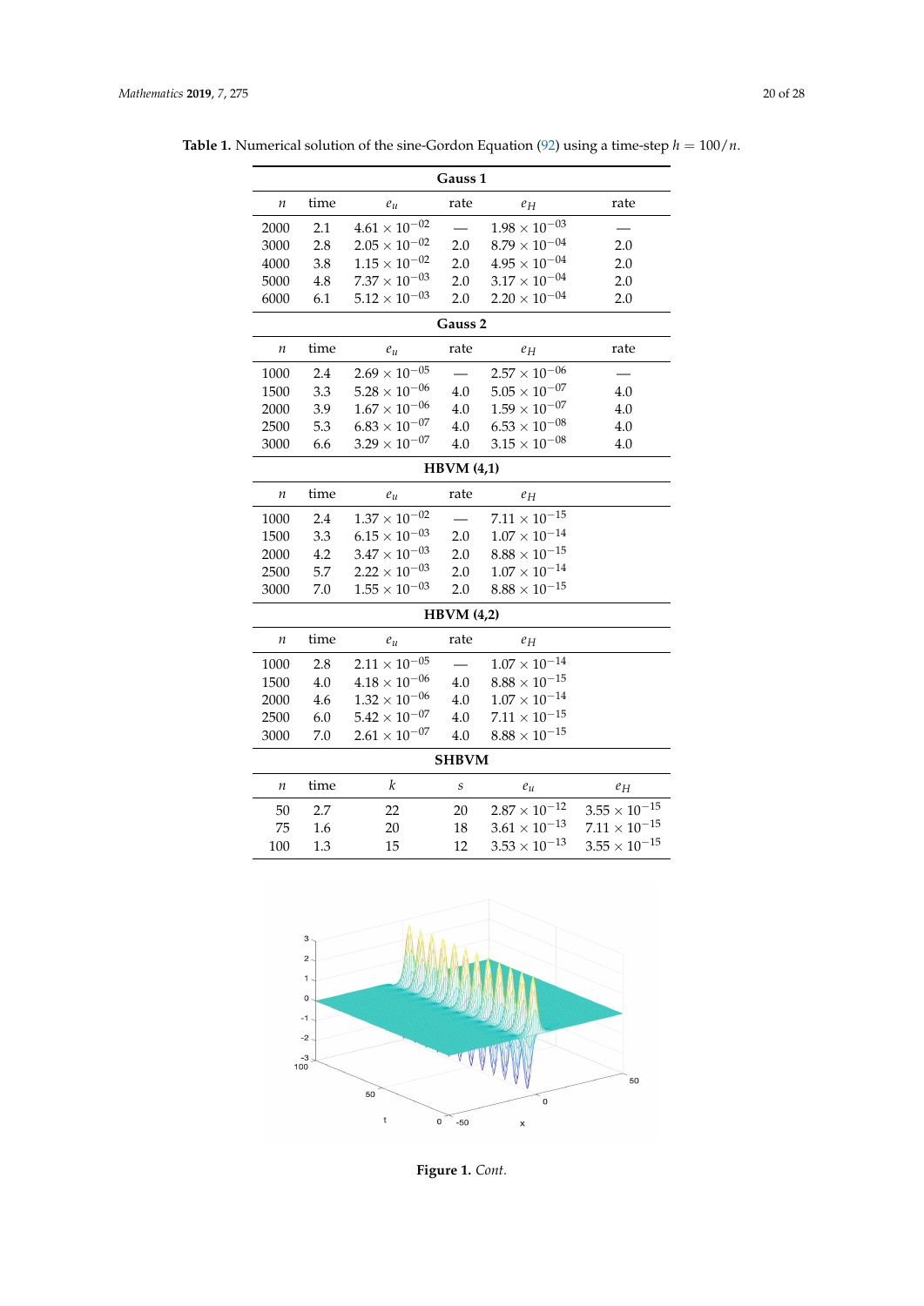**Table 1.** Numerical solution of the sine-Gordon Equation (92) using a time-step $h = 100/n$.

| | | | **Gauss 1** | | |
|---|---|---|---|---|---|
| $n$ | time | $e_u$ | rate | $e_H$ | rate |
| 2000 | 2.1 | $4.61 \times 10^{-02}$ | — | $1.98 \times 10^{-03}$ | — |
| 3000 | 2.8 | $2.05 \times 10^{-02}$ | 2.0 | $8.79 \times 10^{-04}$ | 2.0 |
| 4000 | 3.8 | $1.15 \times 10^{-02}$ | 2.0 | $4.95 \times 10^{-04}$ | 2.0 |
| 5000 | 4.8 | $7.37 \times 10^{-03}$ | 2.0 | $3.17 \times 10^{-04}$ | 2.0 |
| 6000 | 6.1 | $5.12 \times 10^{-03}$ | 2.0 | $2.20 \times 10^{-04}$ | 2.0 |
| | | | **Gauss 2** | | |
| $n$ | time | $e_u$ | rate | $e_H$ | rate |
| 1000 | 2.4 | $2.69 \times 10^{-05}$ | — | $2.57 \times 10^{-06}$ | — |
| 1500 | 3.3 | $5.28 \times 10^{-06}$ | 4.0 | $5.05 \times 10^{-07}$ | 4.0 |
| 2000 | 3.9 | $1.67 \times 10^{-06}$ | 4.0 | $1.59 \times 10^{-07}$ | 4.0 |
| 2500 | 5.3 | $6.83 \times 10^{-07}$ | 4.0 | $6.53 \times 10^{-08}$ | 4.0 |
| 3000 | 6.6 | $3.29 \times 10^{-07}$ | 4.0 | $3.15 \times 10^{-08}$ | 4.0 |
| | | | **HBVM (4,1)** | | |
| $n$ | time | $e_u$ | rate | $e_H$ | |
| 1000 | 2.4 | $1.37 \times 10^{-02}$ | — | $7.11 \times 10^{-15}$ | |
| 1500 | 3.3 | $6.15 \times 10^{-03}$ | 2.0 | $1.07 \times 10^{-14}$ | |
| 2000 | 4.2 | $3.47 \times 10^{-03}$ | 2.0 | $8.88 \times 10^{-15}$ | |
| 2500 | 5.7 | $2.22 \times 10^{-03}$ | 2.0 | $1.07 \times 10^{-14}$ | |
| 3000 | 7.0 | $1.55 \times 10^{-03}$ | 2.0 | $8.88 \times 10^{-15}$ | |
| | | | **HBVM (4,2)** | | |
| $n$ | time | $e_u$ | rate | $e_H$ | |
| 1000 | 2.8 | $2.11 \times 10^{-05}$ | — | $1.07 \times 10^{-14}$ | |
| 1500 | 4.0 | $4.18 \times 10^{-06}$ | 4.0 | $8.88 \times 10^{-15}$ | |
| 2000 | 4.6 | $1.32 \times 10^{-06}$ | 4.0 | $1.07 \times 10^{-14}$ | |
| 2500 | 6.0 | $5.42 \times 10^{-07}$ | 4.0 | $7.11 \times 10^{-15}$ | |
| 3000 | 7.0 | $2.61 \times 10^{-07}$ | 4.0 | $8.88 \times 10^{-15}$ | |
| | | | **SHBVM** | | |
| $n$ | time | $k$ | $s$ | $e_u$ | $e_H$ |
| 50 | 2.7 | 22 | 20 | $2.87 \times 10^{-12}$ | $3.55 \times 10^{-15}$ |
| 75 | 1.6 | 20 | 18 | $3.61 \times 10^{-13}$ | $7.11 \times 10^{-15}$ |
| 100 | 1.3 | 15 | 12 | $3.53 \times 10^{-13}$ | $3.55 \times 10^{-15}$ |

**Figure 1.** *Cont.*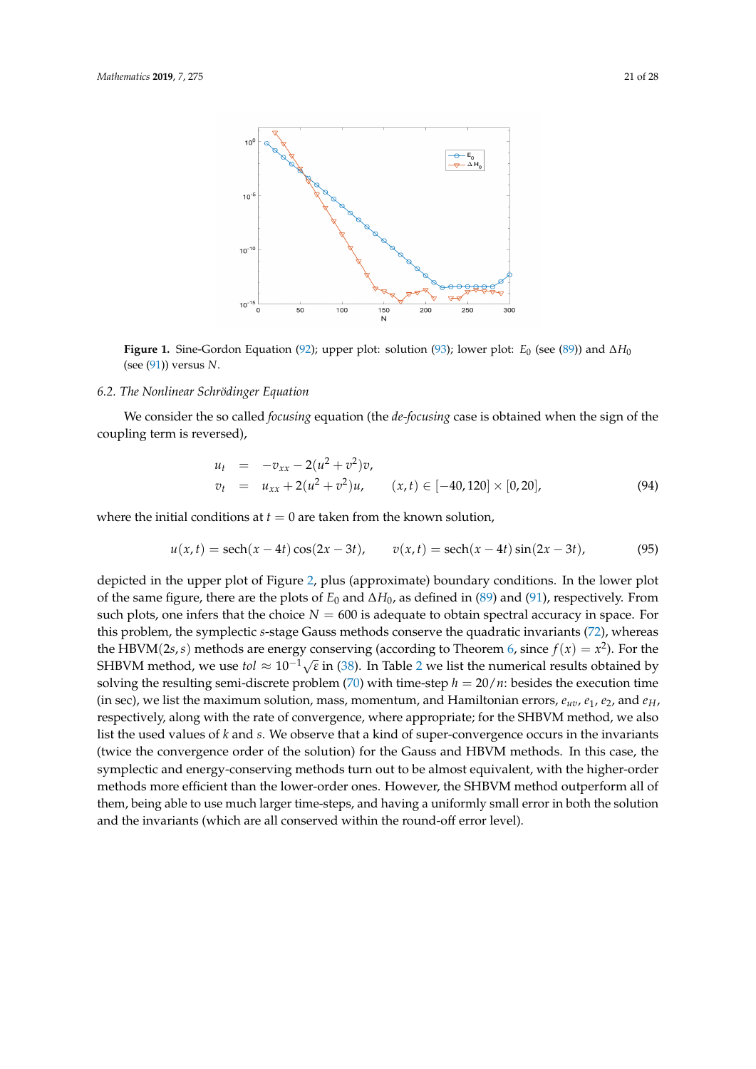**Figure 1.** Sine-Gordon Equation (92); upper plot: solution (93); lower plot: $E_0$ (see (89)) and $\Delta H_0$ (see (91)) versus $N$.

### 6.2. The Nonlinear Schrödinger Equation

We consider the so called *focusing* equation (the *de-focusing* case is obtained when the sign of the coupling term is reversed),

$$
\begin{aligned}
u_t &= -v_{xx} - 2(u^2+v^2)v, \\
v_t &= u_{xx} + 2(u^2+v^2)u, \qquad (x,t) \in [-40,120] \times [0,20],
\end{aligned} \tag{94}
$$

where the initial conditions at $t=0$ are taken from the known solution,

$$
u(x,t) = \operatorname{sech}(x-4t)\cos(2x-3t), \qquad v(x,t) = \operatorname{sech}(x-4t)\sin(2x-3t), \tag{95}
$$

depicted in the upper plot of Figure 2, plus (approximate) boundary conditions. In the lower plot of the same figure, there are the plots of $E_0$ and $\Delta H_0$, as defined in (89) and (91), respectively. From such plots, one infers that the choice $N = 600$ is adequate to obtain spectral accuracy in space. For this problem, the symplectic $s$-stage Gauss methods conserve the quadratic invariants (72), whereas the HBVM$(2s,s)$ methods are energy conserving (according to Theorem 6, since $f(x) = x^2$). For the SHBVM method, we use $tol \approx 10^{-1}\sqrt{\varepsilon}$ in (38). In Table 2 we list the numerical results obtained by solving the resulting semi-discrete problem (70) with time-step $h = 20/n$: besides the execution time (in sec), we list the maximum solution, mass, momentum, and Hamiltonian errors, $e_{uv}$, $e_1$, $e_2$, and $e_H$, respectively, along with the rate of convergence, where appropriate; for the SHBVM method, we also list the used values of $k$ and $s$. We observe that a kind of super-convergence occurs in the invariants (twice the convergence order of the solution) for the Gauss and HBVM methods. In this case, the symplectic and energy-conserving methods turn out to be almost equivalent, with the higher-order methods more efficient than the lower-order ones. However, the SHBVM method outperform all of them, being able to use much larger time-steps, and having a uniformly small error in both the solution and the invariants (which are all conserved within the round-off error level).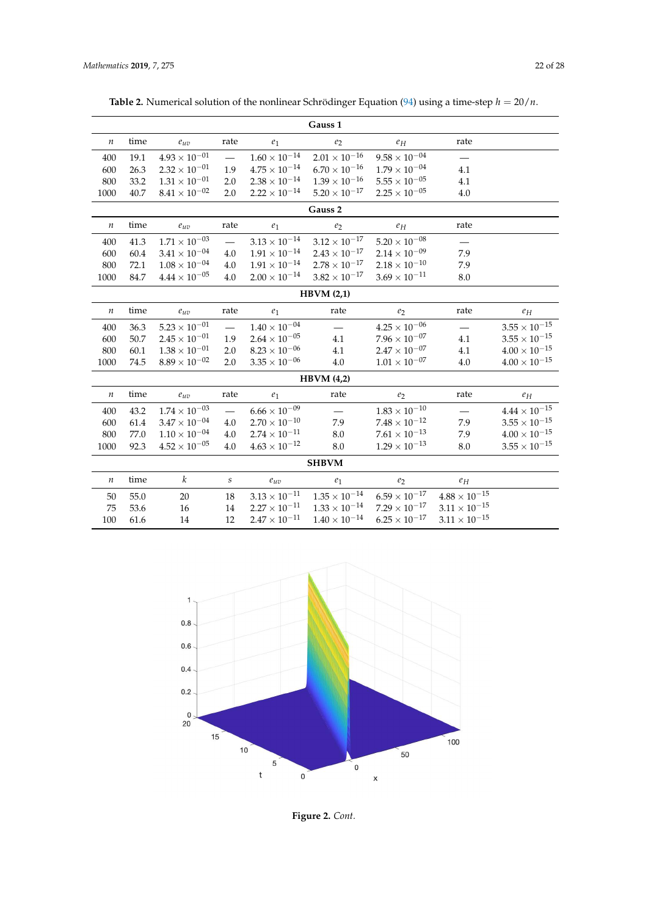**Table 2.** Numerical solution of the nonlinear Schrödinger Equation (94) using a time-step $h = 20/n$.

| **Gauss 1** | | | | | | | | |
|---|---|---|---|---|---|---|---|---|
| $n$ | time | $e_{uv}$ | rate | $e_1$ | $e_2$ | $e_H$ | rate | |
| 400 | 19.1 | $4.93 \times 10^{-01}$ | — | $1.60 \times 10^{-14}$ | $2.01 \times 10^{-16}$ | $9.58 \times 10^{-04}$ | — | |
| 600 | 26.3 | $2.32 \times 10^{-01}$ | 1.9 | $4.75 \times 10^{-14}$ | $6.70 \times 10^{-16}$ | $1.79 \times 10^{-04}$ | 4.1 | |
| 800 | 33.2 | $1.31 \times 10^{-01}$ | 2.0 | $2.38 \times 10^{-14}$ | $1.39 \times 10^{-16}$ | $5.55 \times 10^{-05}$ | 4.1 | |
| 1000 | 40.7 | $8.41 \times 10^{-02}$ | 2.0 | $2.22 \times 10^{-14}$ | $5.20 \times 10^{-17}$ | $2.25 \times 10^{-05}$ | 4.0 | |
| **Gauss 2** | | | | | | | | |
| $n$ | time | $e_{uv}$ | rate | $e_1$ | $e_2$ | $e_H$ | rate | |
| 400 | 41.3 | $1.71 \times 10^{-03}$ | — | $3.13 \times 10^{-14}$ | $3.12 \times 10^{-17}$ | $5.20 \times 10^{-08}$ | — | |
| 600 | 60.4 | $3.41 \times 10^{-04}$ | 4.0 | $1.91 \times 10^{-14}$ | $2.43 \times 10^{-17}$ | $2.14 \times 10^{-09}$ | 7.9 | |
| 800 | 72.1 | $1.08 \times 10^{-04}$ | 4.0 | $1.91 \times 10^{-14}$ | $2.78 \times 10^{-17}$ | $2.18 \times 10^{-10}$ | 7.9 | |
| 1000 | 84.7 | $4.44 \times 10^{-05}$ | 4.0 | $2.00 \times 10^{-14}$ | $3.82 \times 10^{-17}$ | $3.69 \times 10^{-11}$ | 8.0 | |
| **HBVM (2,1)** | | | | | | | | |
| $n$ | time | $e_{uv}$ | rate | $e_1$ | rate | $e_2$ | rate | $e_H$ |
| 400 | 36.3 | $5.23 \times 10^{-01}$ | — | $1.40 \times 10^{-04}$ | — | $4.25 \times 10^{-06}$ | — | $3.55 \times 10^{-15}$ |
| 600 | 50.7 | $2.45 \times 10^{-01}$ | 1.9 | $2.64 \times 10^{-05}$ | 4.1 | $7.96 \times 10^{-07}$ | 4.1 | $3.55 \times 10^{-15}$ |
| 800 | 60.1 | $1.38 \times 10^{-01}$ | 2.0 | $8.23 \times 10^{-06}$ | 4.1 | $2.47 \times 10^{-07}$ | 4.1 | $4.00 \times 10^{-15}$ |
| 1000 | 74.5 | $8.89 \times 10^{-02}$ | 2.0 | $3.35 \times 10^{-06}$ | 4.0 | $1.01 \times 10^{-07}$ | 4.0 | $4.00 \times 10^{-15}$ |
| **HBVM (4,2)** | | | | | | | | |
| $n$ | time | $e_{uv}$ | rate | $e_1$ | rate | $e_2$ | rate | $e_H$ |
| 400 | 43.2 | $1.74 \times 10^{-03}$ | — | $6.66 \times 10^{-09}$ | — | $1.83 \times 10^{-10}$ | — | $4.44 \times 10^{-15}$ |
| 600 | 61.4 | $3.47 \times 10^{-04}$ | 4.0 | $2.70 \times 10^{-10}$ | 7.9 | $7.48 \times 10^{-12}$ | 7.9 | $3.55 \times 10^{-15}$ |
| 800 | 77.0 | $1.10 \times 10^{-04}$ | 4.0 | $2.74 \times 10^{-11}$ | 8.0 | $7.61 \times 10^{-13}$ | 7.9 | $4.00 \times 10^{-15}$ |
| 1000 | 92.3 | $4.52 \times 10^{-05}$ | 4.0 | $4.63 \times 10^{-12}$ | 8.0 | $1.29 \times 10^{-13}$ | 8.0 | $3.55 \times 10^{-15}$ |
| **SHBVM** | | | | | | | | |
| $n$ | time | $k$ | $s$ | $e_{uv}$ | $e_1$ | $e_2$ | $e_H$ | |
| 50 | 55.0 | 20 | 18 | $3.13 \times 10^{-11}$ | $1.35 \times 10^{-14}$ | $6.59 \times 10^{-17}$ | $4.88 \times 10^{-15}$ | |
| 75 | 53.6 | 16 | 14 | $2.27 \times 10^{-11}$ | $1.33 \times 10^{-14}$ | $7.29 \times 10^{-17}$ | $3.11 \times 10^{-15}$ | |
| 100 | 61.6 | 14 | 12 | $2.47 \times 10^{-11}$ | $1.40 \times 10^{-14}$ | $6.25 \times 10^{-17}$ | $3.11 \times 10^{-15}$ | |

**Figure 2.** *Cont.*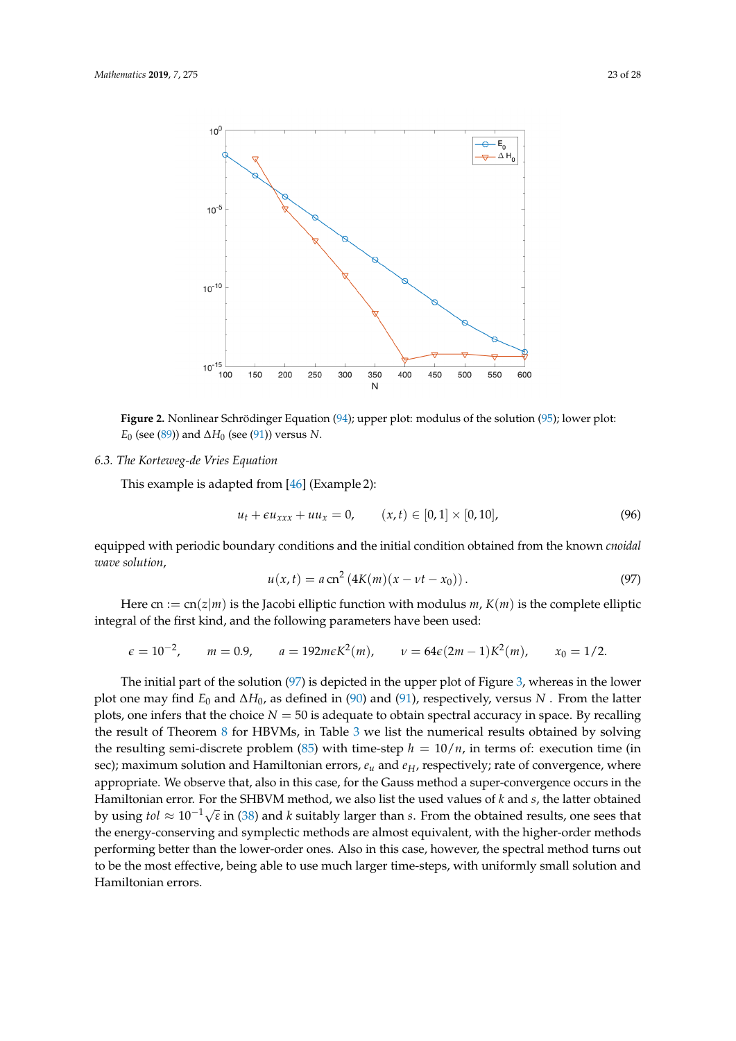**Figure 2.** Nonlinear Schrödinger Equation (94); upper plot: modulus of the solution (95); lower plot: $E_0$ (see (89)) and $\Delta H_0$ (see (91)) versus $N$.

### 6.3. The Korteweg-de Vries Equation

This example is adapted from [46] (Example 2):

$$u_t + \epsilon u_{xxx} + u u_x = 0, \qquad (x,t) \in [0,1] \times [0,10], \tag{96}$$

equipped with periodic boundary conditions and the initial condition obtained from the known *cnoidal wave solution*,

$$u(x,t) = a\, \mathrm{cn}^2\left(4K(m)(x - vt - x_0)\right). \tag{97}$$

Here $\mathrm{cn} := \mathrm{cn}(z|m)$ is the Jacobi elliptic function with modulus $m$, $K(m)$ is the complete elliptic integral of the first kind, and the following parameters have been used:

$$\epsilon = 10^{-2}, \qquad m = 0.9, \qquad a = 192 m\epsilon K^2(m), \qquad v = 64\epsilon(2m-1)K^2(m), \qquad x_0 = 1/2.$$

The initial part of the solution (97) is depicted in the upper plot of Figure 3, whereas in the lower plot one may find $E_0$ and $\Delta H_0$, as defined in (90) and (91), respectively, versus $N$ . From the latter plots, one infers that the choice $N = 50$ is adequate to obtain spectral accuracy in space. By recalling the result of Theorem 8 for HBVMs, in Table 3 we list the numerical results obtained by solving the resulting semi-discrete problem (85) with time-step $h = 10/n$, in terms of: execution time (in sec); maximum solution and Hamiltonian errors, $e_u$ and $e_H$, respectively; rate of convergence, where appropriate. We observe that, also in this case, for the Gauss method a super-convergence occurs in the Hamiltonian error. For the SHBVM method, we also list the used values of $k$ and $s$, the latter obtained by using $tol \approx 10^{-1}\sqrt{\varepsilon}$ in (38) and $k$ suitably larger than $s$. From the obtained results, one sees that the energy-conserving and symplectic methods are almost equivalent, with the higher-order methods performing better than the lower-order ones. Also in this case, however, the spectral method turns out to be the most effective, being able to use much larger time-steps, with uniformly small solution and Hamiltonian errors.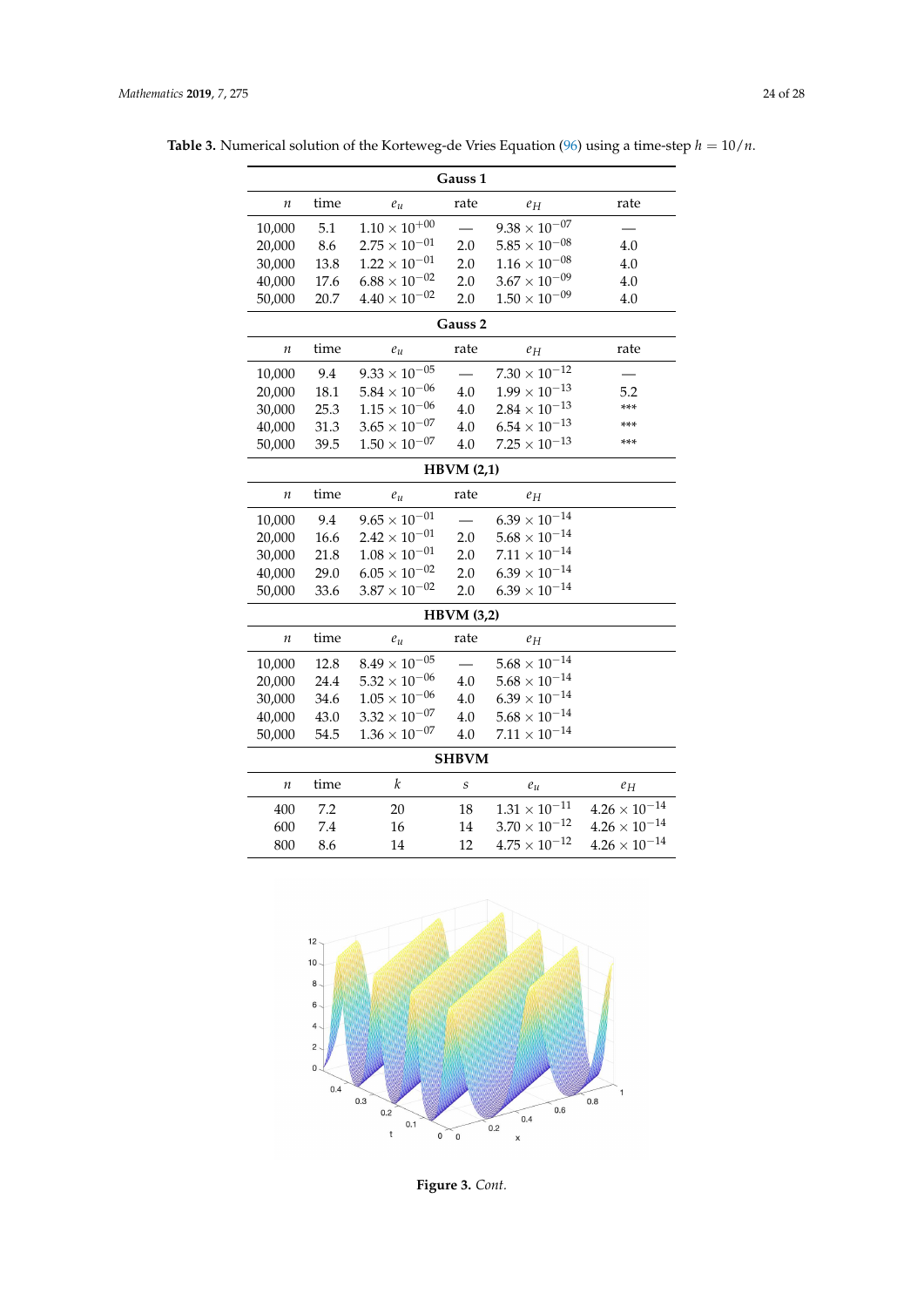**Table 3.** Numerical solution of the Korteweg-de Vries Equation (96) using a time-step $h = 10/n$.

| Gauss 1 | | | | | |
|---|---|---|---|---|---|
| $n$ | time | $e_u$ | rate | $e_H$ | rate |
| 10,000 | 5.1 | $1.10 \times 10^{+00}$ | — | $9.38 \times 10^{-07}$ | — |
| 20,000 | 8.6 | $2.75 \times 10^{-01}$ | 2.0 | $5.85 \times 10^{-08}$ | 4.0 |
| 30,000 | 13.8 | $1.22 \times 10^{-01}$ | 2.0 | $1.16 \times 10^{-08}$ | 4.0 |
| 40,000 | 17.6 | $6.88 \times 10^{-02}$ | 2.0 | $3.67 \times 10^{-09}$ | 4.0 |
| 50,000 | 20.7 | $4.40 \times 10^{-02}$ | 2.0 | $1.50 \times 10^{-09}$ | 4.0 |
| **Gauss 2** | | | | | |
| $n$ | time | $e_u$ | rate | $e_H$ | rate |
| 10,000 | 9.4 | $9.33 \times 10^{-05}$ | — | $7.30 \times 10^{-12}$ | — |
| 20,000 | 18.1 | $5.84 \times 10^{-06}$ | 4.0 | $1.99 \times 10^{-13}$ | 5.2 |
| 30,000 | 25.3 | $1.15 \times 10^{-06}$ | 4.0 | $2.84 \times 10^{-13}$ | *** |
| 40,000 | 31.3 | $3.65 \times 10^{-07}$ | 4.0 | $6.54 \times 10^{-13}$ | *** |
| 50,000 | 39.5 | $1.50 \times 10^{-07}$ | 4.0 | $7.25 \times 10^{-13}$ | *** |
| **HBVM (2,1)** | | | | | |
| $n$ | time | $e_u$ | rate | $e_H$ | |
| 10,000 | 9.4 | $9.65 \times 10^{-01}$ | — | $6.39 \times 10^{-14}$ | |
| 20,000 | 16.6 | $2.42 \times 10^{-01}$ | 2.0 | $5.68 \times 10^{-14}$ | |
| 30,000 | 21.8 | $1.08 \times 10^{-01}$ | 2.0 | $7.11 \times 10^{-14}$ | |
| 40,000 | 29.0 | $6.05 \times 10^{-02}$ | 2.0 | $6.39 \times 10^{-14}$ | |
| 50,000 | 33.6 | $3.87 \times 10^{-02}$ | 2.0 | $6.39 \times 10^{-14}$ | |
| **HBVM (3,2)** | | | | | |
| $n$ | time | $e_u$ | rate | $e_H$ | |
| 10,000 | 12.8 | $8.49 \times 10^{-05}$ | — | $5.68 \times 10^{-14}$ | |
| 20,000 | 24.4 | $5.32 \times 10^{-06}$ | 4.0 | $5.68 \times 10^{-14}$ | |
| 30,000 | 34.6 | $1.05 \times 10^{-06}$ | 4.0 | $6.39 \times 10^{-14}$ | |
| 40,000 | 43.0 | $3.32 \times 10^{-07}$ | 4.0 | $5.68 \times 10^{-14}$ | |
| 50,000 | 54.5 | $1.36 \times 10^{-07}$ | 4.0 | $7.11 \times 10^{-14}$ | |
| **SHBVM** | | | | | |
| $n$ | time | $k$ | $s$ | $e_u$ | $e_H$ |
| 400 | 7.2 | 20 | 18 | $1.31 \times 10^{-11}$ | $4.26 \times 10^{-14}$ |
| 600 | 7.4 | 16 | 14 | $3.70 \times 10^{-12}$ | $4.26 \times 10^{-14}$ |
| 800 | 8.6 | 14 | 12 | $4.75 \times 10^{-12}$ | $4.26 \times 10^{-14}$ |

**Figure 3.** *Cont.*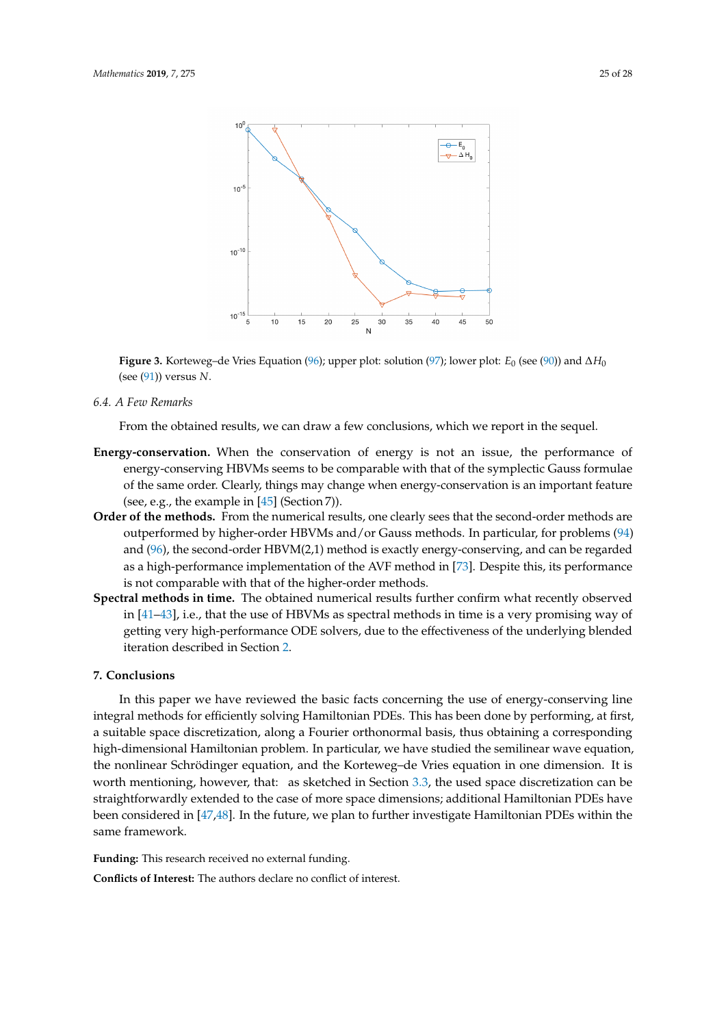**Figure 3.** Korteweg–de Vries Equation (96); upper plot: solution (97); lower plot: $E_0$ (see (90)) and $\Delta H_0$ (see (91)) versus $N$.

### 6.4. A Few Remarks

From the obtained results, we can draw a few conclusions, which we report in the sequel.

**Energy-conservation.** When the conservation of energy is not an issue, the performance of energy-conserving HBVMs seems to be comparable with that of the symplectic Gauss formulae of the same order. Clearly, things may change when energy-conservation is an important feature (see, e.g., the example in [45] (Section 7)).

**Order of the methods.** From the numerical results, one clearly sees that the second-order methods are outperformed by higher-order HBVMs and/or Gauss methods. In particular, for problems (94) and (96), the second-order HBVM(2,1) method is exactly energy-conserving, and can be regarded as a high-performance implementation of the AVF method in [73]. Despite this, its performance is not comparable with that of the higher-order methods.

**Spectral methods in time.** The obtained numerical results further confirm what recently observed in [41–43], i.e., that the use of HBVMs as spectral methods in time is a very promising way of getting very high-performance ODE solvers, due to the effectiveness of the underlying blended iteration described in Section 2.

## 7. Conclusions

In this paper we have reviewed the basic facts concerning the use of energy-conserving line integral methods for efficiently solving Hamiltonian PDEs. This has been done by performing, at first, a suitable space discretization, along a Fourier orthonormal basis, thus obtaining a corresponding high-dimensional Hamiltonian problem. In particular, we have studied the semilinear wave equation, the nonlinear Schrödinger equation, and the Korteweg–de Vries equation in one dimension. It is worth mentioning, however, that: as sketched in Section 3.3, the used space discretization can be straightforwardly extended to the case of more space dimensions; additional Hamiltonian PDEs have been considered in [47,48]. In the future, we plan to further investigate Hamiltonian PDEs within the same framework.

**Funding:** This research received no external funding.

**Conflicts of Interest:** The authors declare no conflict of interest.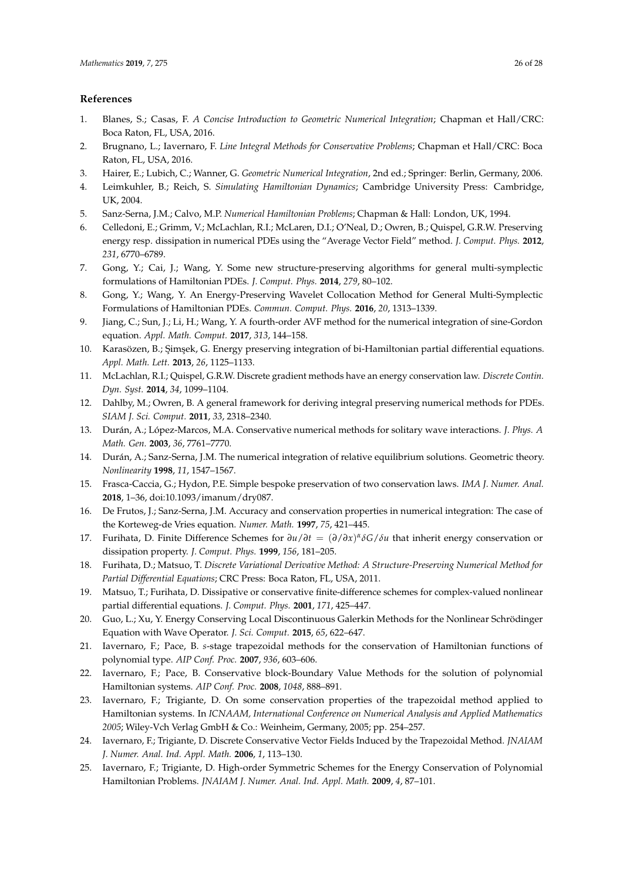## References

1. Blanes, S.; Casas, F. *A Concise Introduction to Geometric Numerical Integration*; Chapman et Hall/CRC: Boca Raton, FL, USA, 2016.
2. Brugnano, L.; Iavernaro, F. *Line Integral Methods for Conservative Problems*; Chapman et Hall/CRC: Boca Raton, FL, USA, 2016.
3. Hairer, E.; Lubich, C.; Wanner, G. *Geometric Numerical Integration*, 2nd ed.; Springer: Berlin, Germany, 2006.
4. Leimkuhler, B.; Reich, S. *Simulating Hamiltonian Dynamics*; Cambridge University Press: Cambridge, UK, 2004.
5. Sanz-Serna, J.M.; Calvo, M.P. *Numerical Hamiltonian Problems*; Chapman & Hall: London, UK, 1994.
6. Celledoni, E.; Grimm, V.; McLachlan, R.I.; McLaren, D.I.; O'Neal, D.; Owren, B.; Quispel, G.R.W. Preserving energy resp. dissipation in numerical PDEs using the "Average Vector Field" method. *J. Comput. Phys.* **2012**, *231*, 6770–6789.
7. Gong, Y.; Cai, J.; Wang, Y. Some new structure-preserving algorithms for general multi-symplectic formulations of Hamiltonian PDEs. *J. Comput. Phys.* **2014**, *279*, 80–102.
8. Gong, Y.; Wang, Y. An Energy-Preserving Wavelet Collocation Method for General Multi-Symplectic Formulations of Hamiltonian PDEs. *Commun. Comput. Phys.* **2016**, *20*, 1313–1339.
9. Jiang, C.; Sun, J.; Li, H.; Wang, Y. A fourth-order AVF method for the numerical integration of sine-Gordon equation. *Appl. Math. Comput.* **2017**, *313*, 144–158.
10. Karasözen, B.; Şimşek, G. Energy preserving integration of bi-Hamiltonian partial differential equations. *Appl. Math. Lett.* **2013**, *26*, 1125–1133.
11. McLachlan, R.I.; Quispel, G.R.W. Discrete gradient methods have an energy conservation law. *Discrete Contin. Dyn. Syst.* **2014**, *34*, 1099–1104.
12. Dahlby, M.; Owren, B. A general framework for deriving integral preserving numerical methods for PDEs. *SIAM J. Sci. Comput.* **2011**, *33*, 2318–2340.
13. Durán, A.; López-Marcos, M.A. Conservative numerical methods for solitary wave interactions. *J. Phys. A Math. Gen.* **2003**, *36*, 7761–7770.
14. Durán, A.; Sanz-Serna, J.M. The numerical integration of relative equilibrium solutions. Geometric theory. *Nonlinearity* **1998**, *11*, 1547–1567.
15. Frasca-Caccia, G.; Hydon, P.E. Simple bespoke preservation of two conservation laws. *IMA J. Numer. Anal.* **2018**, 1–36, doi:10.1093/imanum/dry087.
16. De Frutos, J.; Sanz-Serna, J.M. Accuracy and conservation properties in numerical integration: The case of the Korteweg-de Vries equation. *Numer. Math.* **1997**, *75*, 421–445.
17. Furihata, D. Finite Difference Schemes for $\partial u/\partial t = (\partial/\partial x)^{\alpha}\delta G/\delta u$ that inherit energy conservation or dissipation property. *J. Comput. Phys.* **1999**, *156*, 181–205.
18. Furihata, D.; Matsuo, T. *Discrete Variational Derivative Method: A Structure-Preserving Numerical Method for Partial Differential Equations*; CRC Press: Boca Raton, FL, USA, 2011.
19. Matsuo, T.; Furihata, D. Dissipative or conservative finite-difference schemes for complex-valued nonlinear partial differential equations. *J. Comput. Phys.* **2001**, *171*, 425–447.
20. Guo, L.; Xu, Y. Energy Conserving Local Discontinuous Galerkin Methods for the Nonlinear Schrödinger Equation with Wave Operator. *J. Sci. Comput.* **2015**, *65*, 622–647.
21. Iavernaro, F.; Pace, B. *s*-stage trapezoidal methods for the conservation of Hamiltonian functions of polynomial type. *AIP Conf. Proc.* **2007**, *936*, 603–606.
22. Iavernaro, F.; Pace, B. Conservative block-Boundary Value Methods for the solution of polynomial Hamiltonian systems. *AIP Conf. Proc.* **2008**, *1048*, 888–891.
23. Iavernaro, F.; Trigiante, D. On some conservation properties of the trapezoidal method applied to Hamiltonian systems. In *ICNAAM, International Conference on Numerical Analysis and Applied Mathematics 2005*; Wiley-Vch Verlag GmbH & Co.: Weinheim, Germany, 2005; pp. 254–257.
24. Iavernaro, F.; Trigiante, D. Discrete Conservative Vector Fields Induced by the Trapezoidal Method. *JNAIAM J. Numer. Anal. Ind. Appl. Math.* **2006**, *1*, 113–130.
25. Iavernaro, F.; Trigiante, D. High-order Symmetric Schemes for the Energy Conservation of Polynomial Hamiltonian Problems. *JNAIAM J. Numer. Anal. Ind. Appl. Math.* **2009**, *4*, 87–101.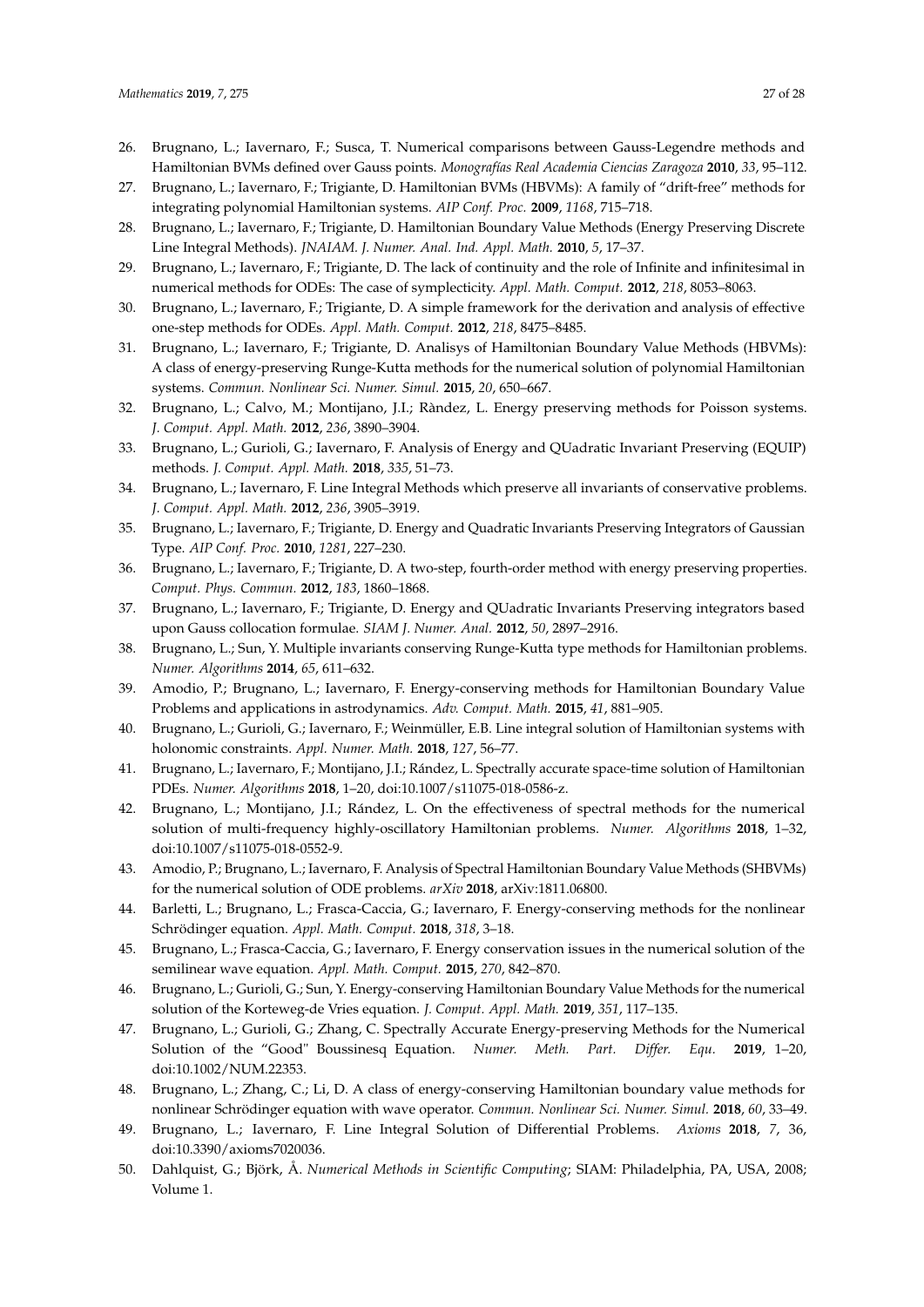26. Brugnano, L.; Iavernaro, F.; Susca, T. Numerical comparisons between Gauss-Legendre methods and Hamiltonian BVMs defined over Gauss points. *Monografías Real Academia Ciencias Zaragoza* **2010**, *33*, 95–112.
27. Brugnano, L.; Iavernaro, F.; Trigiante, D. Hamiltonian BVMs (HBVMs): A family of "drift-free" methods for integrating polynomial Hamiltonian systems. *AIP Conf. Proc.* **2009**, *1168*, 715–718.
28. Brugnano, L.; Iavernaro, F.; Trigiante, D. Hamiltonian Boundary Value Methods (Energy Preserving Discrete Line Integral Methods). *JNAIAM. J. Numer. Anal. Ind. Appl. Math.* **2010**, *5*, 17–37.
29. Brugnano, L.; Iavernaro, F.; Trigiante, D. The lack of continuity and the role of Infinite and infinitesimal in numerical methods for ODEs: The case of symplecticity. *Appl. Math. Comput.* **2012**, *218*, 8053–8063.
30. Brugnano, L.; Iavernaro, F.; Trigiante, D. A simple framework for the derivation and analysis of effective one-step methods for ODEs. *Appl. Math. Comput.* **2012**, *218*, 8475–8485.
31. Brugnano, L.; Iavernaro, F.; Trigiante, D. Analisys of Hamiltonian Boundary Value Methods (HBVMs): A class of energy-preserving Runge-Kutta methods for the numerical solution of polynomial Hamiltonian systems. *Commun. Nonlinear Sci. Numer. Simul.* **2015**, *20*, 650–667.
32. Brugnano, L.; Calvo, M.; Montijano, J.I.; Ràndez, L. Energy preserving methods for Poisson systems. *J. Comput. Appl. Math.* **2012**, *236*, 3890–3904.
33. Brugnano, L.; Gurioli, G.; Iavernaro, F. Analysis of Energy and QUadratic Invariant Preserving (EQUIP) methods. *J. Comput. Appl. Math.* **2018**, *335*, 51–73.
34. Brugnano, L.; Iavernaro, F. Line Integral Methods which preserve all invariants of conservative problems. *J. Comput. Appl. Math.* **2012**, *236*, 3905–3919.
35. Brugnano, L.; Iavernaro, F.; Trigiante, D. Energy and Quadratic Invariants Preserving Integrators of Gaussian Type. *AIP Conf. Proc.* **2010**, *1281*, 227–230.
36. Brugnano, L.; Iavernaro, F.; Trigiante, D. A two-step, fourth-order method with energy preserving properties. *Comput. Phys. Commun.* **2012**, *183*, 1860–1868.
37. Brugnano, L.; Iavernaro, F.; Trigiante, D. Energy and QUadratic Invariants Preserving integrators based upon Gauss collocation formulae. *SIAM J. Numer. Anal.* **2012**, *50*, 2897–2916.
38. Brugnano, L.; Sun, Y. Multiple invariants conserving Runge-Kutta type methods for Hamiltonian problems. *Numer. Algorithms* **2014**, *65*, 611–632.
39. Amodio, P.; Brugnano, L.; Iavernaro, F. Energy-conserving methods for Hamiltonian Boundary Value Problems and applications in astrodynamics. *Adv. Comput. Math.* **2015**, *41*, 881–905.
40. Brugnano, L.; Gurioli, G.; Iavernaro, F.; Weinmüller, E.B. Line integral solution of Hamiltonian systems with holonomic constraints. *Appl. Numer. Math.* **2018**, *127*, 56–77.
41. Brugnano, L.; Iavernaro, F.; Montijano, J.I.; Rández, L. Spectrally accurate space-time solution of Hamiltonian PDEs. *Numer. Algorithms* **2018**, 1–20, doi:10.1007/s11075-018-0586-z.
42. Brugnano, L.; Montijano, J.I.; Rández, L. On the effectiveness of spectral methods for the numerical solution of multi-frequency highly-oscillatory Hamiltonian problems. *Numer. Algorithms* **2018**, 1–32, doi:10.1007/s11075-018-0552-9.
43. Amodio, P.; Brugnano, L.; Iavernaro, F. Analysis of Spectral Hamiltonian Boundary Value Methods (SHBVMs) for the numerical solution of ODE problems. *arXiv* **2018**, arXiv:1811.06800.
44. Barletti, L.; Brugnano, L.; Frasca-Caccia, G.; Iavernaro, F. Energy-conserving methods for the nonlinear Schrödinger equation. *Appl. Math. Comput.* **2018**, *318*, 3–18.
45. Brugnano, L.; Frasca-Caccia, G.; Iavernaro, F. Energy conservation issues in the numerical solution of the semilinear wave equation. *Appl. Math. Comput.* **2015**, *270*, 842–870.
46. Brugnano, L.; Gurioli, G.; Sun, Y. Energy-conserving Hamiltonian Boundary Value Methods for the numerical solution of the Korteweg-de Vries equation. *J. Comput. Appl. Math.* **2019**, *351*, 117–135.
47. Brugnano, L.; Gurioli, G.; Zhang, C. Spectrally Accurate Energy-preserving Methods for the Numerical Solution of the "Good" Boussinesq Equation. *Numer. Meth. Part. Differ. Equ.* **2019**, 1–20, doi:10.1002/NUM.22353.
48. Brugnano, L.; Zhang, C.; Li, D. A class of energy-conserving Hamiltonian boundary value methods for nonlinear Schrödinger equation with wave operator. *Commun. Nonlinear Sci. Numer. Simul.* **2018**, *60*, 33–49.
49. Brugnano, L.; Iavernaro, F. Line Integral Solution of Differential Problems. *Axioms* **2018**, *7*, 36, doi:10.3390/axioms7020036.
50. Dahlquist, G.; Björk, Å. *Numerical Methods in Scientific Computing*; SIAM: Philadelphia, PA, USA, 2008; Volume 1.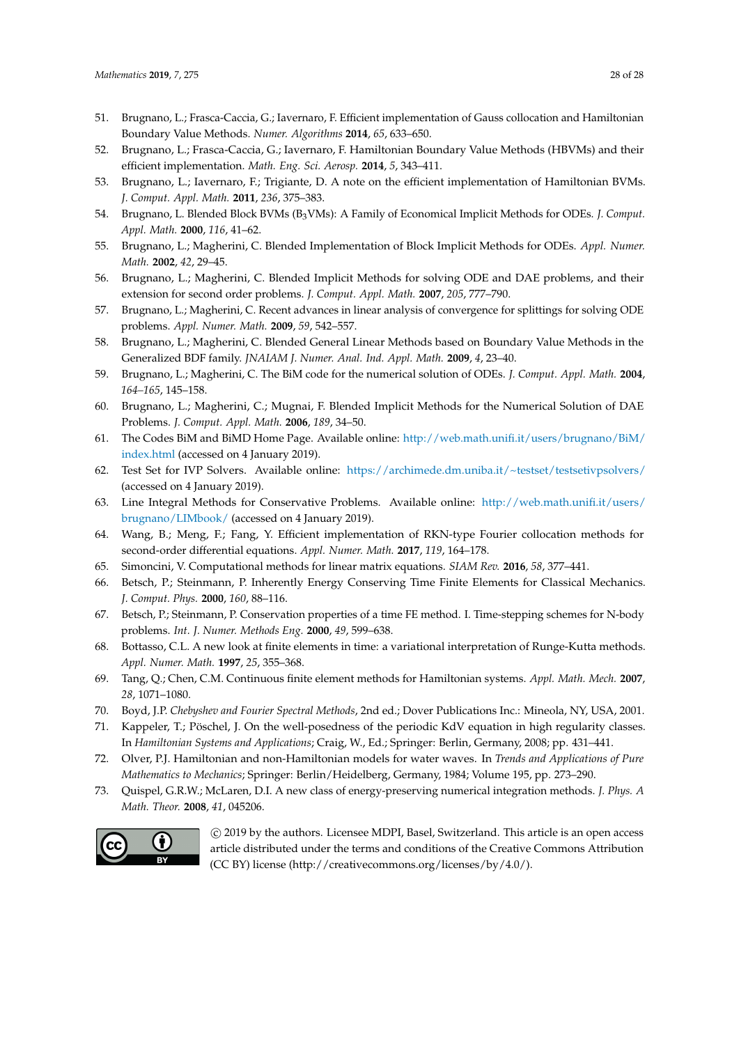51. Brugnano, L.; Frasca-Caccia, G.; Iavernaro, F. Efficient implementation of Gauss collocation and Hamiltonian Boundary Value Methods. *Numer. Algorithms* **2014**, *65*, 633–650.
52. Brugnano, L.; Frasca-Caccia, G.; Iavernaro, F. Hamiltonian Boundary Value Methods (HBVMs) and their efficient implementation. *Math. Eng. Sci. Aerosp.* **2014**, *5*, 343–411.
53. Brugnano, L.; Iavernaro, F.; Trigiante, D. A note on the efficient implementation of Hamiltonian BVMs. *J. Comput. Appl. Math.* **2011**, *236*, 375–383.
54. Brugnano, L. Blended Block BVMs ($B_3$VMs): A Family of Economical Implicit Methods for ODEs. *J. Comput. Appl. Math.* **2000**, *116*, 41–62.
55. Brugnano, L.; Magherini, C. Blended Implementation of Block Implicit Methods for ODEs. *Appl. Numer. Math.* **2002**, *42*, 29–45.
56. Brugnano, L.; Magherini, C. Blended Implicit Methods for solving ODE and DAE problems, and their extension for second order problems. *J. Comput. Appl. Math.* **2007**, *205*, 777–790.
57. Brugnano, L.; Magherini, C. Recent advances in linear analysis of convergence for splittings for solving ODE problems. *Appl. Numer. Math.* **2009**, *59*, 542–557.
58. Brugnano, L.; Magherini, C. Blended General Linear Methods based on Boundary Value Methods in the Generalized BDF family. *JNAIAM J. Numer. Anal. Ind. Appl. Math.* **2009**, *4*, 23–40.
59. Brugnano, L.; Magherini, C. The BiM code for the numerical solution of ODEs. *J. Comput. Appl. Math.* **2004**, *164–165*, 145–158.
60. Brugnano, L.; Magherini, C.; Mugnai, F. Blended Implicit Methods for the Numerical Solution of DAE Problems. *J. Comput. Appl. Math.* **2006**, *189*, 34–50.
61. The Codes BiM and BiMD Home Page. Available online: http://web.math.unifi.it/users/brugnano/BiM/index.html (accessed on 4 January 2019).
62. Test Set for IVP Solvers. Available online: https://archimede.dm.uniba.it/~testset/testsetivpsolvers/ (accessed on 4 January 2019).
63. Line Integral Methods for Conservative Problems. Available online: http://web.math.unifi.it/users/brugnano/LIMbook/ (accessed on 4 January 2019).
64. Wang, B.; Meng, F.; Fang, Y. Efficient implementation of RKN-type Fourier collocation methods for second-order differential equations. *Appl. Numer. Math.* **2017**, *119*, 164–178.
65. Simoncini, V. Computational methods for linear matrix equations. *SIAM Rev.* **2016**, *58*, 377–441.
66. Betsch, P.; Steinmann, P. Inherently Energy Conserving Time Finite Elements for Classical Mechanics. *J. Comput. Phys.* **2000**, *160*, 88–116.
67. Betsch, P.; Steinmann, P. Conservation properties of a time FE method. I. Time-stepping schemes for N-body problems. *Int. J. Numer. Methods Eng.* **2000**, *49*, 599–638.
68. Bottasso, C.L. A new look at finite elements in time: a variational interpretation of Runge-Kutta methods. *Appl. Numer. Math.* **1997**, *25*, 355–368.
69. Tang, Q.; Chen, C.M. Continuous finite element methods for Hamiltonian systems. *Appl. Math. Mech.* **2007**, *28*, 1071–1080.
70. Boyd, J.P. *Chebyshev and Fourier Spectral Methods*, 2nd ed.; Dover Publications Inc.: Mineola, NY, USA, 2001.
71. Kappeler, T.; Pöschel, J. On the well-posedness of the periodic KdV equation in high regularity classes. In *Hamiltonian Systems and Applications*; Craig, W., Ed.; Springer: Berlin, Germany, 2008; pp. 431–441.
72. Olver, P.J. Hamiltonian and non-Hamiltonian models for water waves. In *Trends and Applications of Pure Mathematics to Mechanics*; Springer: Berlin/Heidelberg, Germany, 1984; Volume 195, pp. 273–290.
73. Quispel, G.R.W.; McLaren, D.I. A new class of energy-preserving numerical integration methods. *J. Phys. A Math. Theor.* **2008**, *41*, 045206.

© 2019 by the authors. Licensee MDPI, Basel, Switzerland. This article is an open access article distributed under the terms and conditions of the Creative Commons Attribution (CC BY) license (http://creativecommons.org/licenses/by/4.0/).